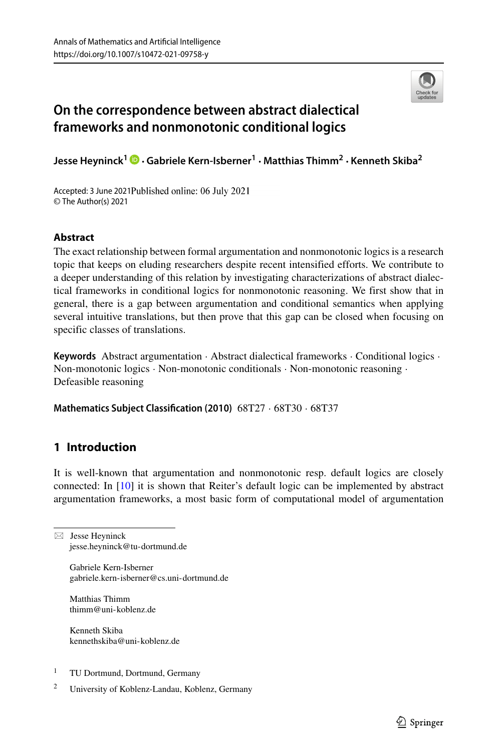Annals of Mathematics and Artificial Intelligence
https://doi.org/10.1007/s10472-021-09758-y

# On the correspondence between abstract dialectical frameworks and nonmonotonic conditional logics

**Jesse Heyninck[1] · Gabriele Kern-Isberner[1] · Matthias Thimm[2] · Kenneth Skiba[2]**

Accepted: 3 June 2021 Published online: 06 July 2021
© The Author(s) 2021

## Abstract

The exact relationship between formal argumentation and nonmonotonic logics is a research topic that keeps on eluding researchers despite recent intensified efforts. We contribute to a deeper understanding of this relation by investigating characterizations of abstract dialectical frameworks in conditional logics for nonmonotonic reasoning. We first show that in general, there is a gap between argumentation and conditional semantics when applying several intuitive translations, but then prove that this gap can be closed when focusing on specific classes of translations.

**Keywords** Abstract argumentation · Abstract dialectical frameworks · Conditional logics · Non-monotonic logics · Non-monotonic conditionals · Non-monotonic reasoning · Defeasible reasoning

**Mathematics Subject Classification (2010)** 68T27 · 68T30 · 68T37

## 1 Introduction

It is well-known that argumentation and nonmonotonic resp. default logics are closely connected: In [10] it is shown that Reiter's default logic can be implemented by abstract argumentation frameworks, a most basic form of computational model of argumentation

---

✉ Jesse Heyninck
jesse.heyninck@tu-dortmund.de

Gabriele Kern-Isberner
gabriele.kern-isberner@cs.uni-dortmund.de

Matthias Thimm
thimm@uni-koblenz.de

Kenneth Skiba
kennethskiba@uni-koblenz.de

[1] TU Dortmund, Dortmund, Germany

[2] University of Koblenz-Landau, Koblenz, Germany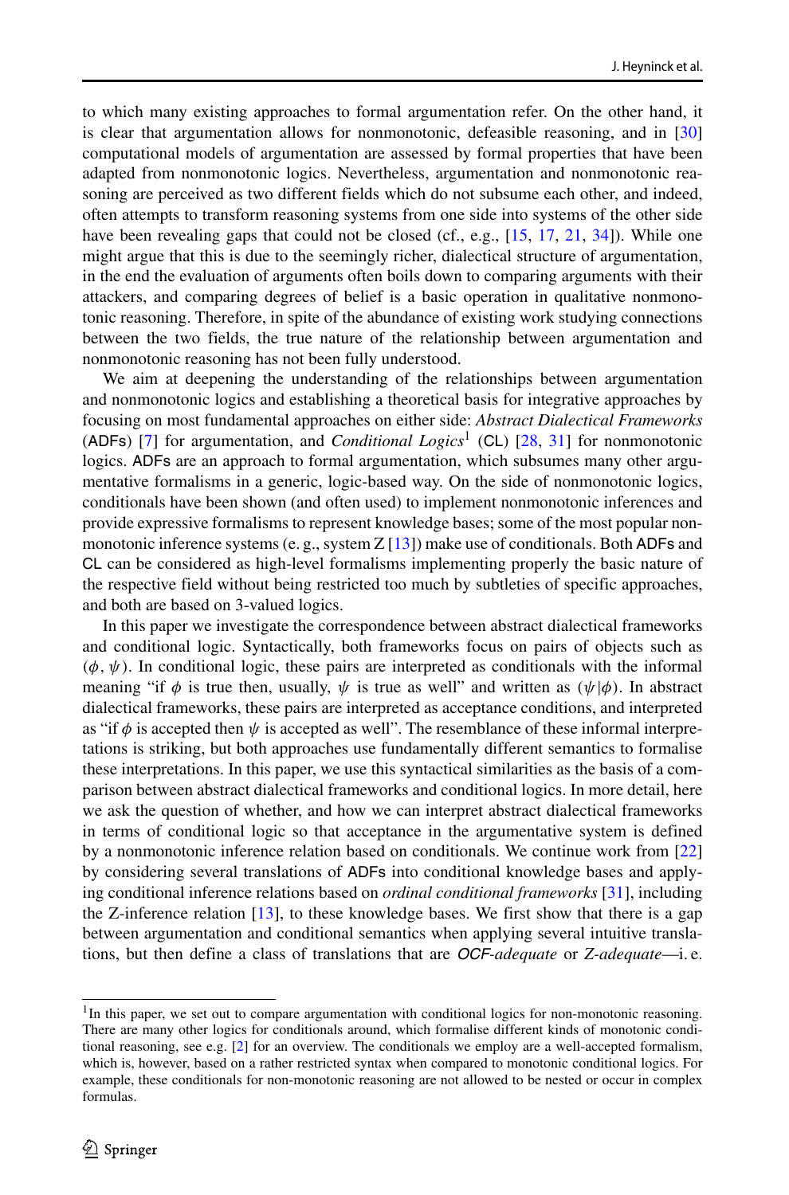to which many existing approaches to formal argumentation refer. On the other hand, it is clear that argumentation allows for nonmonotonic, defeasible reasoning, and in [30] computational models of argumentation are assessed by formal properties that have been adapted from nonmonotonic logics. Nevertheless, argumentation and nonmonotonic reasoning are perceived as two different fields which do not subsume each other, and indeed, often attempts to transform reasoning systems from one side into systems of the other side have been revealing gaps that could not be closed (cf., e.g., [15, 17, 21, 34]). While one might argue that this is due to the seemingly richer, dialectical structure of argumentation, in the end the evaluation of arguments often boils down to comparing arguments with their attackers, and comparing degrees of belief is a basic operation in qualitative nonmonotonic reasoning. Therefore, in spite of the abundance of existing work studying connections between the two fields, the true nature of the relationship between argumentation and nonmonotonic reasoning has not been fully understood.

We aim at deepening the understanding of the relationships between argumentation and nonmonotonic logics and establishing a theoretical basis for integrative approaches by focusing on most fundamental approaches on either side: *Abstract Dialectical Frameworks* (ADFs) [7] for argumentation, and *Conditional Logics*[1] (CL) [28, 31] for nonmonotonic logics. ADFs are an approach to formal argumentation, which subsumes many other argumentative formalisms in a generic, logic-based way. On the side of nonmonotonic logics, conditionals have been shown (and often used) to implement nonmonotonic inferences and provide expressive formalisms to represent knowledge bases; some of the most popular nonmonotonic inference systems (e. g., system Z [13]) make use of conditionals. Both ADFs and CL can be considered as high-level formalisms implementing properly the basic nature of the respective field without being restricted too much by subtleties of specific approaches, and both are based on 3-valued logics.

In this paper we investigate the correspondence between abstract dialectical frameworks and conditional logic. Syntactically, both frameworks focus on pairs of objects such as $(\phi, \psi)$. In conditional logic, these pairs are interpreted as conditionals with the informal meaning "if $\phi$ is true then, usually, $\psi$ is true as well" and written as $(\psi|\phi)$. In abstract dialectical frameworks, these pairs are interpreted as acceptance conditions, and interpreted as "if $\phi$ is accepted then $\psi$ is accepted as well". The resemblance of these informal interpretations is striking, but both approaches use fundamentally different semantics to formalise these interpretations. In this paper, we use this syntactical similarities as the basis of a comparison between abstract dialectical frameworks and conditional logics. In more detail, here we ask the question of whether, and how we can interpret abstract dialectical frameworks in terms of conditional logic so that acceptance in the argumentative system is defined by a nonmonotonic inference relation based on conditionals. We continue work from [22] by considering several translations of ADFs into conditional knowledge bases and applying conditional inference relations based on *ordinal conditional frameworks* [31], including the Z-inference relation [13], to these knowledge bases. We first show that there is a gap between argumentation and conditional semantics when applying several intuitive translations, but then define a class of translations that are *OCF-adequate* or *Z-adequate*—i. e.

[1] In this paper, we set out to compare argumentation with conditional logics for non-monotonic reasoning. There are many other logics for conditionals around, which formalise different kinds of monotonic conditional reasoning, see e.g. [2] for an overview. The conditionals we employ are a well-accepted formalism, which is, however, based on a rather restricted syntax when compared to monotonic conditional logics. For example, these conditionals for non-monotonic reasoning are not allowed to be nested or occur in complex formulas.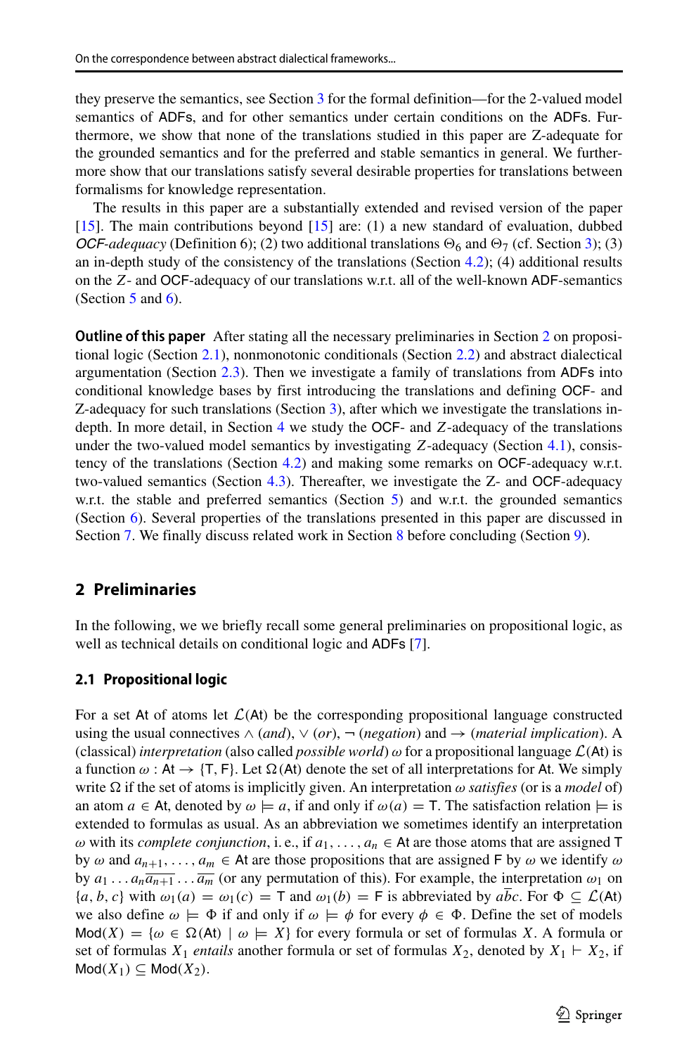they preserve the semantics, see Section 3 for the formal definition—for the 2-valued model semantics of ADFs, and for other semantics under certain conditions on the ADFs. Furthermore, we show that none of the translations studied in this paper are Z-adequate for the grounded semantics and for the preferred and stable semantics in general. We furthermore show that our translations satisfy several desirable properties for translations between formalisms for knowledge representation.

The results in this paper are a substantially extended and revised version of the paper [15]. The main contributions beyond [15] are: (1) a new standard of evaluation, dubbed *OCF-adequacy* (Definition 6); (2) two additional translations $\Theta_6$ and $\Theta_7$ (cf. Section 3); (3) an in-depth study of the consistency of the translations (Section 4.2); (4) additional results on the $Z$- and OCF-adequacy of our translations w.r.t. all of the well-known ADF-semantics (Section 5 and 6).

**Outline of this paper** After stating all the necessary preliminaries in Section 2 on propositional logic (Section 2.1), nonmonotonic conditionals (Section 2.2) and abstract dialectical argumentation (Section 2.3). Then we investigate a family of translations from ADFs into conditional knowledge bases by first introducing the translations and defining OCF- and Z-adequacy for such translations (Section 3), after which we investigate the translations in-depth. In more detail, in Section 4 we study the OCF- and $Z$-adequacy of the translations under the two-valued model semantics by investigating $Z$-adequacy (Section 4.1), consistency of the translations (Section 4.2) and making some remarks on OCF-adequacy w.r.t. two-valued semantics (Section 4.3). Thereafter, we investigate the Z- and OCF-adequacy w.r.t. the stable and preferred semantics (Section 5) and w.r.t. the grounded semantics (Section 6). Several properties of the translations presented in this paper are discussed in Section 7. We finally discuss related work in Section 8 before concluding (Section 9).

## 2 Preliminaries

In the following, we we briefly recall some general preliminaries on propositional logic, as well as technical details on conditional logic and ADFs [7].

### 2.1 Propositional logic

For a set At of atoms let $\mathcal{L}(\mathsf{At})$ be the corresponding propositional language constructed using the usual connectives $\wedge$ (*and*), $\vee$ (*or*), $\neg$ (*negation*) and $\rightarrow$ (*material implication*). A (classical) *interpretation* (also called *possible world*) $\omega$ for a propositional language $\mathcal{L}(\mathsf{At})$ is a function $\omega : \mathsf{At} \rightarrow \{\mathsf{T}, \mathsf{F}\}$. Let $\Omega(\mathsf{At})$ denote the set of all interpretations for At. We simply write $\Omega$ if the set of atoms is implicitly given. An interpretation $\omega$ *satisfies* (or is a *model* of) an atom $a \in \mathsf{At}$, denoted by $\omega \models a$, if and only if $\omega(a) = \mathsf{T}$. The satisfaction relation $\models$ is extended to formulas as usual. As an abbreviation we sometimes identify an interpretation $\omega$ with its *complete conjunction*, i. e., if $a_1, \ldots, a_n \in \mathsf{At}$ are those atoms that are assigned T by $\omega$ and $a_{n+1}, \ldots, a_m \in \mathsf{At}$ are those propositions that are assigned F by $\omega$ we identify $\omega$ by $a_1 \ldots a_n \overline{a_{n+1}} \ldots \overline{a_m}$ (or any permutation of this). For example, the interpretation $\omega_1$ on $\{a, b, c\}$ with $\omega_1(a) = \omega_1(c) = \mathsf{T}$ and $\omega_1(b) = \mathsf{F}$ is abbreviated by $a\overline{b}c$. For $\Phi \subseteq \mathcal{L}(\mathsf{At})$ we also define $\omega \models \Phi$ if and only if $\omega \models \phi$ for every $\phi \in \Phi$. Define the set of models $\mathsf{Mod}(X) = \{\omega \in \Omega(\mathsf{At}) \mid \omega \models X\}$ for every formula or set of formulas $X$. A formula or set of formulas $X_1$ *entails* another formula or set of formulas $X_2$, denoted by $X_1 \vdash X_2$, if $\mathsf{Mod}(X_1) \subseteq \mathsf{Mod}(X_2)$.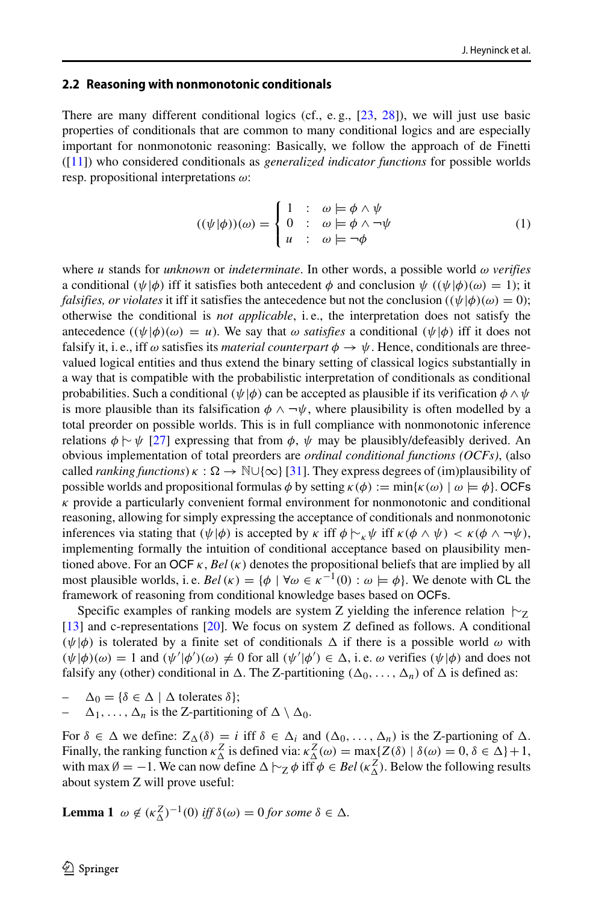### 2.2 Reasoning with nonmonotonic conditionals

There are many different conditional logics (cf., e. g., [23, 28]), we will just use basic properties of conditionals that are common to many conditional logics and are especially important for nonmonotonic reasoning: Basically, we follow the approach of de Finetti ([11]) who considered conditionals as *generalized indicator functions* for possible worlds resp. propositional interpretations $\omega$:

$$((\psi|\phi))(\omega) = \begin{cases} 1 & : \quad \omega \models \phi \wedge \psi \\ 0 & : \quad \omega \models \phi \wedge \neg\psi \\ u & : \quad \omega \models \neg\phi \end{cases} \tag{1}$$

where $u$ stands for *unknown* or *indeterminate*. In other words, a possible world $\omega$ *verifies* a conditional $(\psi|\phi)$ iff it satisfies both antecedent $\phi$ and conclusion $\psi$ ($(\psi|\phi)(\omega) = 1$); it *falsifies, or violates* it iff it satisfies the antecedence but not the conclusion ($(\psi|\phi)(\omega) = 0$); otherwise the conditional is *not applicable*, i. e., the interpretation does not satisfy the antecedence ($(\psi|\phi)(\omega) = u$). We say that $\omega$ *satisfies* a conditional $(\psi|\phi)$ iff it does not falsify it, i. e., iff $\omega$ satisfies its *material counterpart* $\phi \to \psi$. Hence, conditionals are three-valued logical entities and thus extend the binary setting of classical logics substantially in a way that is compatible with the probabilistic interpretation of conditionals as conditional probabilities. Such a conditional $(\psi|\phi)$ can be accepted as plausible if its verification $\phi \wedge \psi$ is more plausible than its falsification $\phi \wedge \neg\psi$, where plausibility is often modelled by a total preorder on possible worlds. This is in full compliance with nonmonotonic inference relations $\phi \mid\!\sim \psi$ [27] expressing that from $\phi$, $\psi$ may be plausibly/defeasibly derived. An obvious implementation of total preorders are *ordinal conditional functions (OCFs)*, (also called *ranking functions*) $\kappa : \Omega \to \mathbb{N} \cup \{\infty\}$ [31]. They express degrees of (im)plausibility of possible worlds and propositional formulas $\phi$ by setting $\kappa(\phi) := \min\{\kappa(\omega) \mid \omega \models \phi\}$. OCFs $\kappa$ provide a particularly convenient formal environment for nonmonotonic and conditional reasoning, allowing for simply expressing the acceptance of conditionals and nonmonotonic inferences via stating that $(\psi|\phi)$ is accepted by $\kappa$ iff $\phi \mid\!\sim_\kappa \psi$ iff $\kappa(\phi \wedge \psi) < \kappa(\phi \wedge \neg\psi)$, implementing formally the intuition of conditional acceptance based on plausibility mentioned above. For an OCF $\kappa$, $Bel(\kappa)$ denotes the propositional beliefs that are implied by all most plausible worlds, i. e. $Bel(\kappa) = \{\phi \mid \forall \omega \in \kappa^{-1}(0) : \omega \models \phi\}$. We denote with CL the framework of reasoning from conditional knowledge bases based on OCFs.

Specific examples of ranking models are system Z yielding the inference relation $\mid\!\sim_Z$ [13] and c-representations [20]. We focus on system $Z$ defined as follows. A conditional $(\psi|\phi)$ is tolerated by a finite set of conditionals $\Delta$ if there is a possible world $\omega$ with $(\psi|\phi)(\omega) = 1$ and $(\psi'|\phi')(\omega) \neq 0$ for all $(\psi'|\phi') \in \Delta$, i. e. $\omega$ verifies $(\psi|\phi)$ and does not falsify any (other) conditional in $\Delta$. The Z-partitioning $(\Delta_0, \ldots, \Delta_n)$ of $\Delta$ is defined as:

- $\Delta_0 = \{\delta \in \Delta \mid \Delta \text{ tolerates } \delta\}$;
- $\Delta_1, \ldots, \Delta_n$ is the Z-partitioning of $\Delta \setminus \Delta_0$.

For $\delta \in \Delta$ we define: $Z_\Delta(\delta) = i$ iff $\delta \in \Delta_i$ and $(\Delta_0, \ldots, \Delta_n)$ is the Z-partioning of $\Delta$. Finally, the ranking function $\kappa^Z_\Delta$ is defined via: $\kappa^Z_\Delta(\omega) = \max\{Z(\delta) \mid \delta(\omega) = 0, \delta \in \Delta\} + 1$, with $\max \emptyset = -1$. We can now define $\Delta \mid\!\sim_Z \phi$ iff $\phi \in Bel(\kappa^Z_\Delta)$. Below the following results about system Z will prove useful:

**Lemma 1** *$\omega \notin (\kappa^Z_\Delta)^{-1}(0)$ iff $\delta(\omega) = 0$ for some $\delta \in \Delta$.*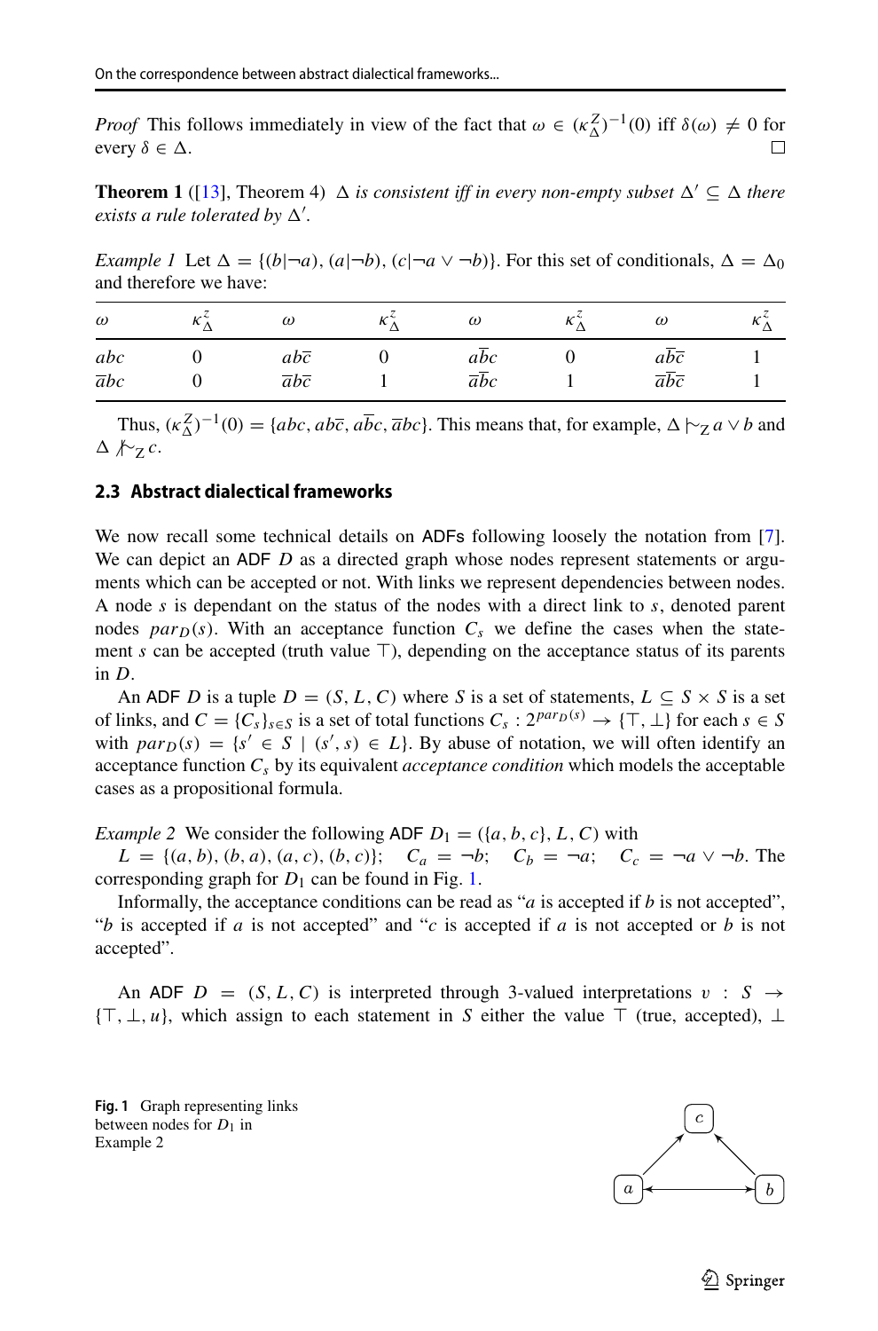*Proof* This follows immediately in view of the fact that $\omega \in (\kappa^Z_\Delta)^{-1}(0)$ iff $\delta(\omega) \neq 0$ for every $\delta \in \Delta$. □

**Theorem 1** ([13], Theorem 4) *$\Delta$ is consistent iff in every non-empty subset $\Delta' \subseteq \Delta$ there exists a rule tolerated by $\Delta'$.*

*Example 1* Let $\Delta = \{(b|\neg a), (a|\neg b), (c|\neg a \vee \neg b)\}$. For this set of conditionals, $\Delta = \Delta_0$ and therefore we have:

| $\omega$ | $\kappa^z_\Delta$ | $\omega$ | $\kappa^z_\Delta$ | $\omega$ | $\kappa^z_\Delta$ | $\omega$ | $\kappa^z_\Delta$ |
|---|---|---|---|---|---|---|---|
| $abc$ | 0 | $ab\overline{c}$ | 0 | $a\overline{b}c$ | 0 | $a\overline{b}\overline{c}$ | 1 |
| $\overline{a}bc$ | 0 | $\overline{a}b\overline{c}$ | 1 | $\overline{a}\overline{b}c$ | 1 | $\overline{a}\overline{b}\overline{c}$ | 1 |

Thus, $(\kappa^Z_\Delta)^{-1}(0) = \{abc, ab\overline{c}, a\overline{b}c, \overline{a}bc\}$. This means that, for example, $\Delta \mathrel{|\!\!\sim}_Z a \vee b$ and $\Delta \not\mathrel{|\!\!\sim}_Z c$.

### 2.3 Abstract dialectical frameworks

We now recall some technical details on ADFs following loosely the notation from [7]. We can depict an ADF $D$ as a directed graph whose nodes represent statements or arguments which can be accepted or not. With links we represent dependencies between nodes. A node $s$ is dependant on the status of the nodes with a direct link to $s$, denoted parent nodes $par_D(s)$. With an acceptance function $C_s$ we define the cases when the statement $s$ can be accepted (truth value $\top$), depending on the acceptance status of its parents in $D$.

An ADF $D$ is a tuple $D = (S, L, C)$ where $S$ is a set of statements, $L \subseteq S \times S$ is a set of links, and $C = \{C_s\}_{s \in S}$ is a set of total functions $C_s : 2^{par_D(s)} \to \{\top, \bot\}$ for each $s \in S$ with $par_D(s) = \{s' \in S \mid (s', s) \in L\}$. By abuse of notation, we will often identify an acceptance function $C_s$ by its equivalent *acceptance condition* which models the acceptable cases as a propositional formula.

*Example 2* We consider the following ADF $D_1 = (\{a, b, c\}, L, C)$ with $L = \{(a, b), (b, a), (a, c), (b, c)\}$; $C_a = \neg b$; $C_b = \neg a$; $C_c = \neg a \vee \neg b$. The corresponding graph for $D_1$ can be found in Fig. 1.

Informally, the acceptance conditions can be read as "$a$ is accepted if $b$ is not accepted", "$b$ is accepted if $a$ is not accepted" and "$c$ is accepted if $a$ is not accepted or $b$ is not accepted".

An ADF $D = (S, L, C)$ is interpreted through 3-valued interpretations $v : S \to \{\top, \bot, u\}$, which assign to each statement in $S$ either the value $\top$ (true, accepted), $\bot$

**Fig. 1** Graph representing links between nodes for $D_1$ in Example 2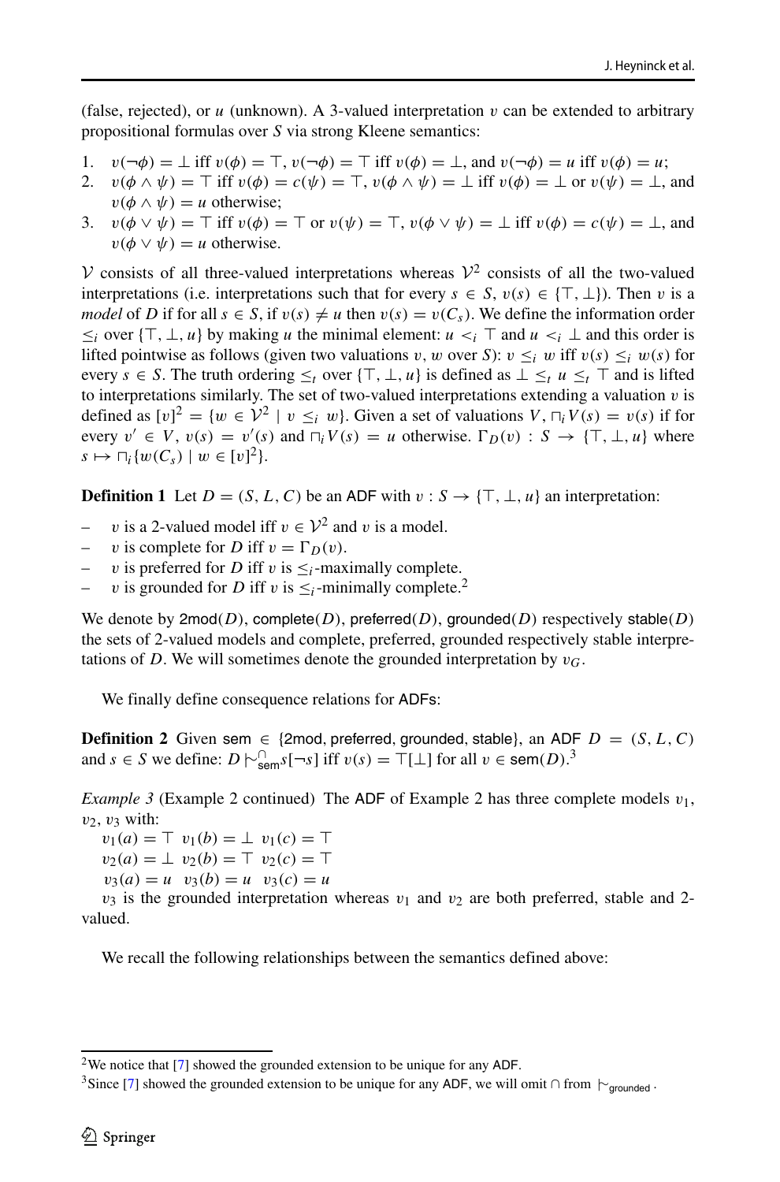(false, rejected), or $u$ (unknown). A 3-valued interpretation $v$ can be extended to arbitrary propositional formulas over $S$ via strong Kleene semantics:

1. $v(\neg\phi) = \bot$ iff $v(\phi) = \top$, $v(\neg\phi) = \top$ iff $v(\phi) = \bot$, and $v(\neg\phi) = u$ iff $v(\phi) = u$;
2. $v(\phi \wedge \psi) = \top$ iff $v(\phi) = c(\psi) = \top$, $v(\phi \wedge \psi) = \bot$ iff $v(\phi) = \bot$ or $v(\psi) = \bot$, and $v(\phi \wedge \psi) = u$ otherwise;
3. $v(\phi \vee \psi) = \top$ iff $v(\phi) = \top$ or $v(\psi) = \top$, $v(\phi \vee \psi) = \bot$ iff $v(\phi) = c(\psi) = \bot$, and $v(\phi \vee \psi) = u$ otherwise.

$\mathcal{V}$ consists of all three-valued interpretations whereas $\mathcal{V}^2$ consists of all the two-valued interpretations (i.e. interpretations such that for every $s \in S$, $v(s) \in \{\top, \bot\}$). Then $v$ is a *model* of $D$ if for all $s \in S$, if $v(s) \neq u$ then $v(s) = v(C_s)$. We define the information order $\leq_i$ over $\{\top, \bot, u\}$ by making $u$ the minimal element: $u <_i \top$ and $u <_i \bot$ and this order is lifted pointwise as follows (given two valuations $v$, $w$ over $S$): $v \leq_i w$ iff $v(s) \leq_i w(s)$ for every $s \in S$. The truth ordering $\leq_t$ over $\{\top, \bot, u\}$ is defined as $\bot \leq_t u \leq_t \top$ and is lifted to interpretations similarly. The set of two-valued interpretations extending a valuation $v$ is defined as $[v]^2 = \{w \in \mathcal{V}^2 \mid v \leq_i w\}$. Given a set of valuations $V$, $\sqcap_i V(s) = v(s)$ if for every $v' \in V$, $v(s) = v'(s)$ and $\sqcap_i V(s) = u$ otherwise. $\Gamma_D(v) : S \to \{\top, \bot, u\}$ where $s \mapsto \sqcap_i\{w(C_s) \mid w \in [v]^2\}$.

**Definition 1** Let $D = (S, L, C)$ be an ADF with $v : S \to \{\top, \bot, u\}$ an interpretation:

- $v$ is a 2-valued model iff $v \in \mathcal{V}^2$ and $v$ is a model.
- $v$ is complete for $D$ iff $v = \Gamma_D(v)$.
- $v$ is preferred for $D$ iff $v$ is $\leq_i$-maximally complete.
- $v$ is grounded for $D$ iff $v$ is $\leq_i$-minimally complete.[2]

We denote by $\mathsf{2mod}(D)$, $\mathsf{complete}(D)$, $\mathsf{preferred}(D)$, $\mathsf{grounded}(D)$ respectively $\mathsf{stable}(D)$ the sets of 2-valued models and complete, preferred, grounded respectively stable interpretations of $D$. We will sometimes denote the grounded interpretation by $v_G$.

We finally define consequence relations for ADFs:

**Definition 2** Given $\mathsf{sem} \in \{\mathsf{2mod}, \mathsf{preferred}, \mathsf{grounded}, \mathsf{stable}\}$, an ADF $D = (S, L, C)$ and $s \in S$ we define: $D \mid\!\sim^{\cap}_{\mathsf{sem}} s[\neg s]$ iff $v(s) = \top[\bot]$ for all $v \in \mathsf{sem}(D)$.[3]

*Example 3* (Example 2 continued) The ADF of Example 2 has three complete models $v_1$, $v_2$, $v_3$ with:

$v_1(a) = \top \;\; v_1(b) = \bot \;\; v_1(c) = \top$
$v_2(a) = \bot \;\; v_2(b) = \top \;\; v_2(c) = \top$
$v_3(a) = u \;\; v_3(b) = u \;\; v_3(c) = u$

$v_3$ is the grounded interpretation whereas $v_1$ and $v_2$ are both preferred, stable and 2-valued.

We recall the following relationships between the semantics defined above:

[2] We notice that [7] showed the grounded extension to be unique for any ADF.

[3] Since [7] showed the grounded extension to be unique for any ADF, we will omit $\cap$ from $\mid\!\sim_{\mathsf{grounded}}$.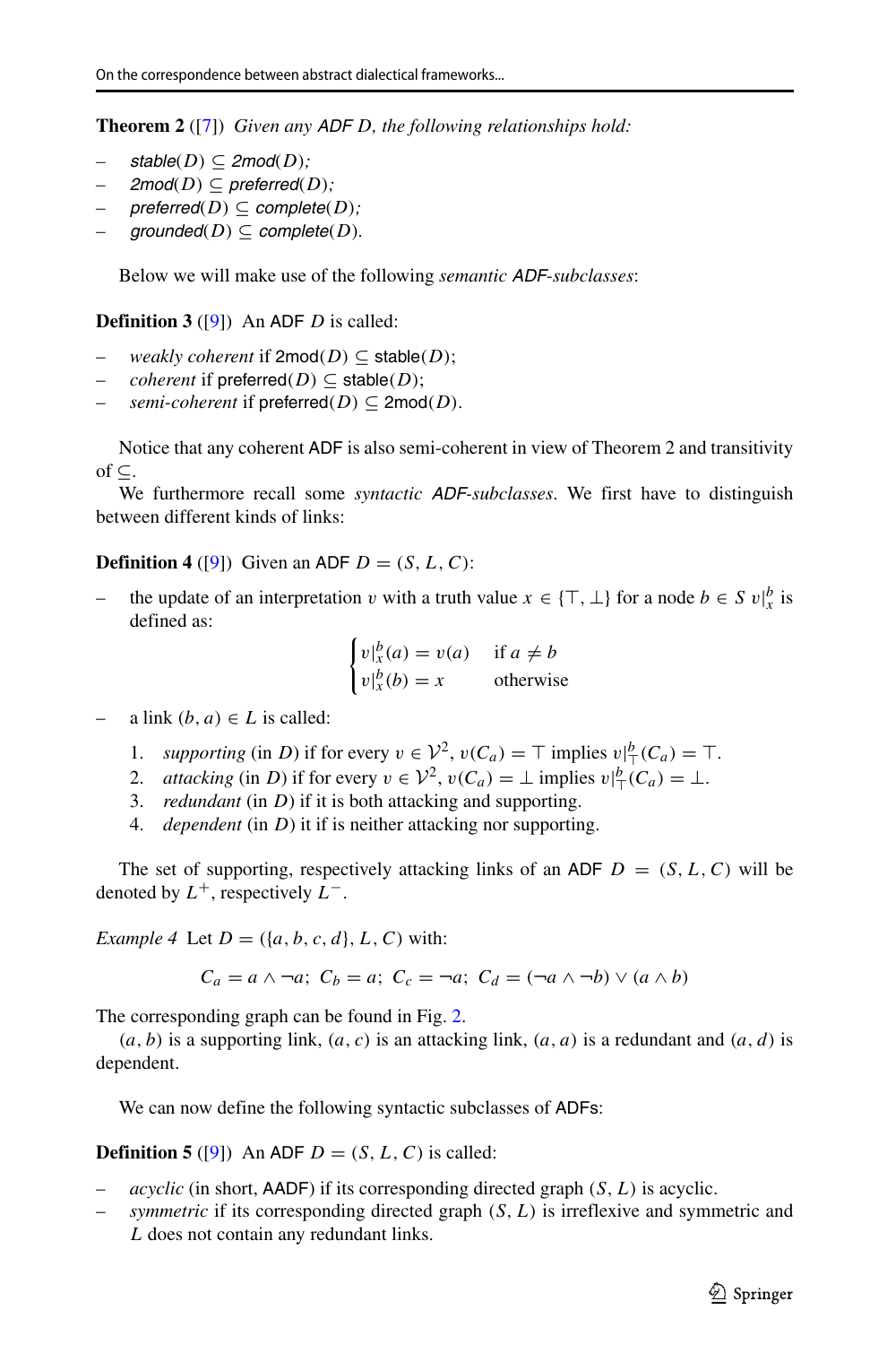**Theorem 2** ([7]) *Given any ADF $D$, the following relationships hold:*

- *stable*$(D) \subseteq$ *2mod*$(D)$*;*
- *2mod*$(D) \subseteq$ *preferred*$(D)$*;*
- *preferred*$(D) \subseteq$ *complete*$(D)$*;*
- *grounded*$(D) \subseteq$ *complete*$(D)$*.*

Below we will make use of the following *semantic ADF-subclasses*:

**Definition 3** ([9]) An ADF $D$ is called:

- *weakly coherent* if 2mod$(D) \subseteq$ stable$(D)$;
- *coherent* if preferred$(D) \subseteq$ stable$(D)$;
- *semi-coherent* if preferred$(D) \subseteq$ 2mod$(D)$.

Notice that any coherent ADF is also semi-coherent in view of Theorem 2 and transitivity of $\subseteq$.

We furthermore recall some *syntactic ADF-subclasses*. We first have to distinguish between different kinds of links:

**Definition 4** ([9]) Given an ADF $D = (S, L, C)$:

- the update of an interpretation $v$ with a truth value $x \in \{\top, \bot\}$ for a node $b \in S$ $v|_x^b$ is defined as:

$$\begin{cases} v|_x^b(a) = v(a) & \text{if } a \neq b \\ v|_x^b(b) = x & \text{otherwise} \end{cases}$$

- a link $(b, a) \in L$ is called:
  1. *supporting* (in $D$) if for every $v \in \mathcal{V}^2$, $v(C_a) = \top$ implies $v|_\top^b(C_a) = \top$.
  2. *attacking* (in $D$) if for every $v \in \mathcal{V}^2$, $v(C_a) = \bot$ implies $v|_\top^b(C_a) = \bot$.
  3. *redundant* (in $D$) if it is both attacking and supporting.
  4. *dependent* (in $D$) it if is neither attacking nor supporting.

The set of supporting, respectively attacking links of an ADF $D = (S, L, C)$ will be denoted by $L^+$, respectively $L^-$.

*Example 4* Let $D = (\{a, b, c, d\}, L, C)$ with:

$$C_a = a \wedge \neg a;\ C_b = a;\ C_c = \neg a;\ C_d = (\neg a \wedge \neg b) \vee (a \wedge b)$$

The corresponding graph can be found in Fig. 2.

$(a, b)$ is a supporting link, $(a, c)$ is an attacking link, $(a, a)$ is a redundant and $(a, d)$ is dependent.

We can now define the following syntactic subclasses of ADFs:

**Definition 5** ([9]) An ADF $D = (S, L, C)$ is called:

- *acyclic* (in short, AADF) if its corresponding directed graph $(S, L)$ is acyclic.
- *symmetric* if its corresponding directed graph $(S, L)$ is irreflexive and symmetric and $L$ does not contain any redundant links.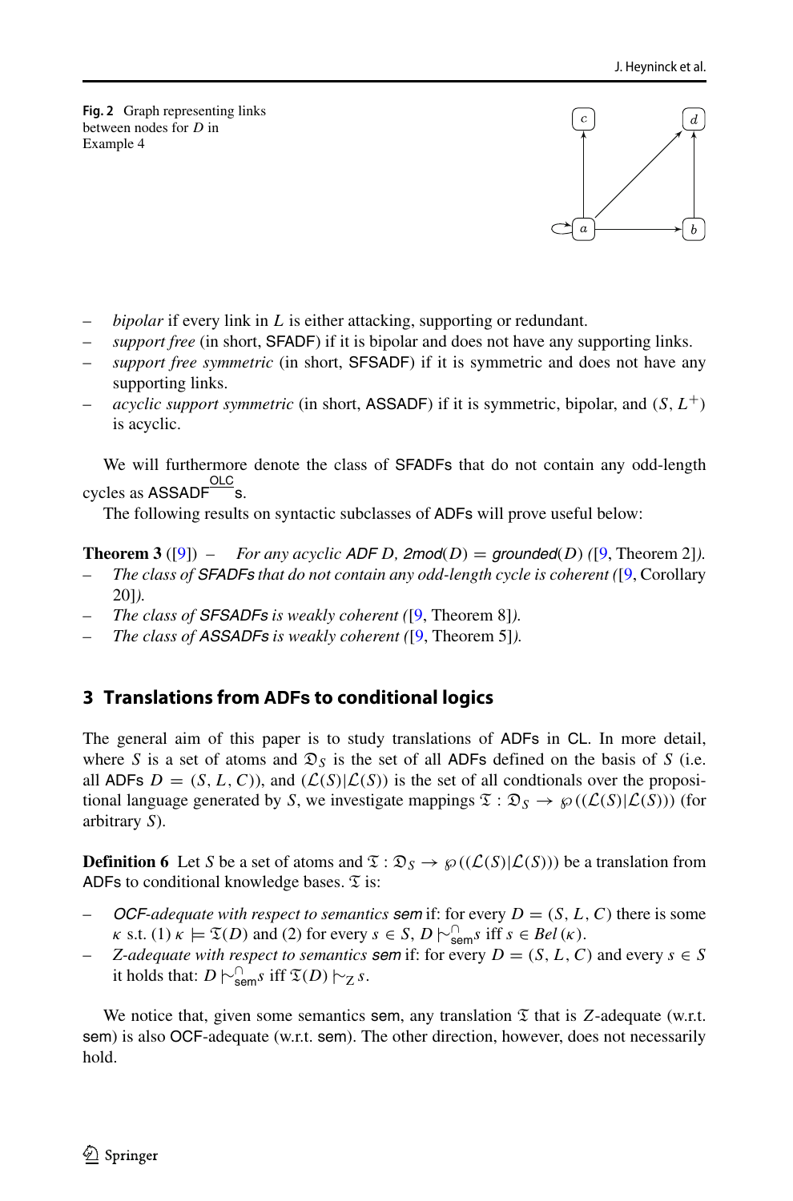**Fig. 2** Graph representing links between nodes for $D$ in Example 4

- *bipolar* if every link in $L$ is either attacking, supporting or redundant.
- *support free* (in short, SFADF) if it is bipolar and does not have any supporting links.
- *support free symmetric* (in short, SFSADF) if it is symmetric and does not have any supporting links.
- *acyclic support symmetric* (in short, ASSADF) if it is symmetric, bipolar, and $(S, L^+)$ is acyclic.

We will furthermore denote the class of SFADFs that do not contain any odd-length cycles as $\text{ASSADF}^{\overline{\text{OLC}}}$s.

The following results on syntactic subclasses of ADFs will prove useful below:

**Theorem 3** ([9]) – *For any acyclic ADF $D$, $\mathsf{2mod}(D) = \mathsf{grounded}(D)$ ([9, Theorem 2]).*

- *The class of SFADFs that do not contain any odd-length cycle is coherent ([9, Corollary 20]).*
- *The class of SFSADFs is weakly coherent ([9, Theorem 8]).*
- *The class of ASSADFs is weakly coherent ([9, Theorem 5]).*

## 3 Translations from ADFs to conditional logics

The general aim of this paper is to study translations of ADFs in CL. In more detail, where $S$ is a set of atoms and $\mathfrak{D}_S$ is the set of all ADFs defined on the basis of $S$ (i.e. all ADFs $D = (S, L, C)$), and $(\mathcal{L}(S)|\mathcal{L}(S))$ is the set of all condtionals over the propositional language generated by $S$, we investigate mappings $\mathfrak{T} : \mathfrak{D}_S \rightarrow \wp((\mathcal{L}(S)|\mathcal{L}(S)))$ (for arbitrary $S$).

**Definition 6** Let $S$ be a set of atoms and $\mathfrak{T} : \mathfrak{D}_S \rightarrow \wp((\mathcal{L}(S)|\mathcal{L}(S)))$ be a translation from ADFs to conditional knowledge bases. $\mathfrak{T}$ is:

- *OCF-adequate with respect to semantics* sem if: for every $D = (S, L, C)$ there is some $\kappa$ s.t. (1) $\kappa \models \mathfrak{T}(D)$ and (2) for every $s \in S$, $D \mathrel{|\!\sim}^{\cap}_{\mathsf{sem}} s$ iff $s \in Bel(\kappa)$.
- *Z-adequate with respect to semantics* sem if: for every $D = (S, L, C)$ and every $s \in S$ it holds that: $D \mathrel{|\!\sim}^{\cap}_{\mathsf{sem}} s$ iff $\mathfrak{T}(D) \mathrel{|\!\sim}_{Z} s$.

We notice that, given some semantics sem, any translation $\mathfrak{T}$ that is $Z$-adequate (w.r.t. sem) is also OCF-adequate (w.r.t. sem). The other direction, however, does not necessarily hold.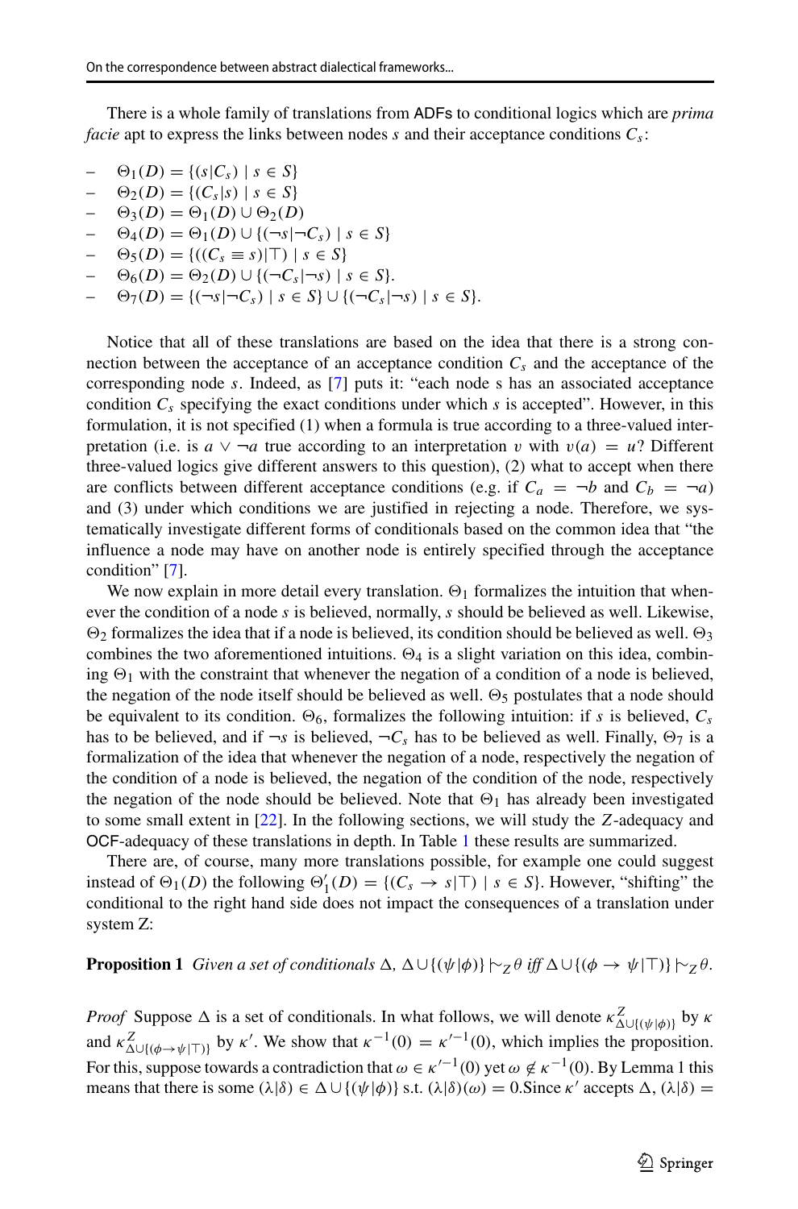There is a whole family of translations from ADFs to conditional logics which are *prima facie* apt to express the links between nodes $s$ and their acceptance conditions $C_s$:

- $\Theta_1(D) = \{(s|C_s) \mid s \in S\}$
- $\Theta_2(D) = \{(C_s|s) \mid s \in S\}$
- $\Theta_3(D) = \Theta_1(D) \cup \Theta_2(D)$
- $\Theta_4(D) = \Theta_1(D) \cup \{(\neg s|\neg C_s) \mid s \in S\}$
- $\Theta_5(D) = \{((C_s \equiv s)|\top) \mid s \in S\}$
- $\Theta_6(D) = \Theta_2(D) \cup \{(\neg C_s|\neg s) \mid s \in S\}$.
- $\Theta_7(D) = \{(\neg s|\neg C_s) \mid s \in S\} \cup \{(\neg C_s|\neg s) \mid s \in S\}$.

Notice that all of these translations are based on the idea that there is a strong connection between the acceptance of an acceptance condition $C_s$ and the acceptance of the corresponding node $s$. Indeed, as [7] puts it: "each node s has an associated acceptance condition $C_s$ specifying the exact conditions under which $s$ is accepted". However, in this formulation, it is not specified (1) when a formula is true according to a three-valued interpretation (i.e. is $a \vee \neg a$ true according to an interpretation $v$ with $v(a) = u$? Different three-valued logics give different answers to this question), (2) what to accept when there are conflicts between different acceptance conditions (e.g. if $C_a = \neg b$ and $C_b = \neg a$) and (3) under which conditions we are justified in rejecting a node. Therefore, we systematically investigate different forms of conditionals based on the common idea that "the influence a node may have on another node is entirely specified through the acceptance condition" [7].

We now explain in more detail every translation. $\Theta_1$ formalizes the intuition that whenever the condition of a node $s$ is believed, normally, $s$ should be believed as well. Likewise, $\Theta_2$ formalizes the idea that if a node is believed, its condition should be believed as well. $\Theta_3$ combines the two aforementioned intuitions. $\Theta_4$ is a slight variation on this idea, combining $\Theta_1$ with the constraint that whenever the negation of a condition of a node is believed, the negation of the node itself should be believed as well. $\Theta_5$ postulates that a node should be equivalent to its condition. $\Theta_6$, formalizes the following intuition: if $s$ is believed, $C_s$ has to be believed, and if $\neg s$ is believed, $\neg C_s$ has to be believed as well. Finally, $\Theta_7$ is a formalization of the idea that whenever the negation of a node, respectively the negation of the condition of a node is believed, the negation of the condition of the node, respectively the negation of the node should be believed. Note that $\Theta_1$ has already been investigated to some small extent in [22]. In the following sections, we will study the $Z$-adequacy and OCF-adequacy of these translations in depth. In Table 1 these results are summarized.

There are, of course, many more translations possible, for example one could suggest instead of $\Theta_1(D)$ the following $\Theta_1'(D) = \{(C_s \to s|\top) \mid s \in S\}$. However, "shifting" the conditional to the right hand side does not impact the consequences of a translation under system Z:

**Proposition 1** *Given a set of conditionals $\Delta$, $\Delta \cup \{(\psi|\phi)\} \mathrel{|\!\!\sim}_Z \theta$ iff $\Delta \cup \{(\phi \to \psi|\top)\} \mathrel{|\!\!\sim}_Z \theta$.*

*Proof* Suppose $\Delta$ is a set of conditionals. In what follows, we will denote $\kappa^Z_{\Delta \cup \{(\psi|\phi)\}}$ by $\kappa$ and $\kappa^Z_{\Delta \cup \{(\phi \to \psi|\top)\}}$ by $\kappa'$. We show that $\kappa^{-1}(0) = \kappa'^{-1}(0)$, which implies the proposition. For this, suppose towards a contradiction that $\omega \in \kappa'^{-1}(0)$ yet $\omega \notin \kappa^{-1}(0)$. By Lemma 1 this means that there is some $(\lambda|\delta) \in \Delta \cup \{(\psi|\phi)\}$ s.t. $(\lambda|\delta)(\omega) = 0$.Since $\kappa'$ accepts $\Delta$, $(\lambda|\delta) =$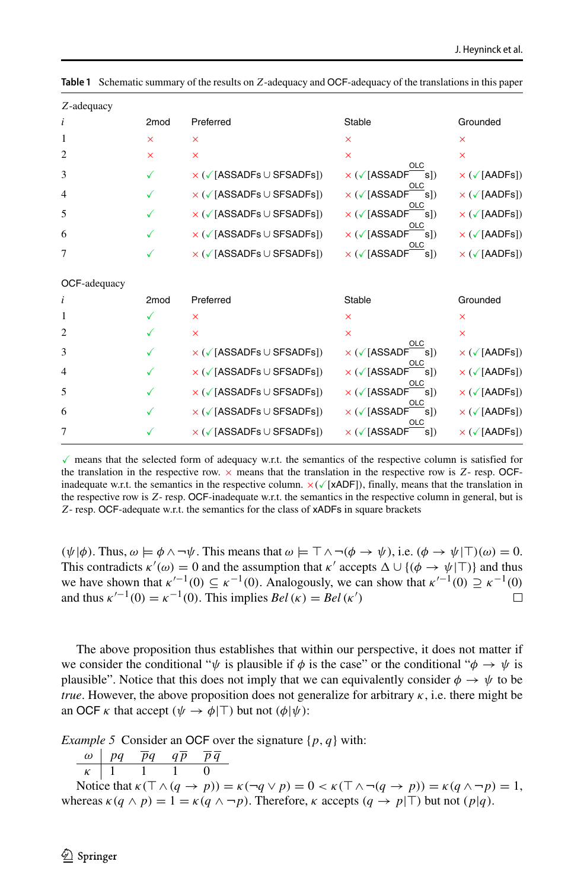**Table 1** Schematic summary of the results on $Z$-adequacy and OCF-adequacy of the translations in this paper

| $Z$-adequacy | | | | |
|---|---|---|---|---|
| $i$ | 2mod | Preferred | Stable | Grounded |
| 1 | × | × | × | × |
| 2 | × | × | × | × |
| 3 | ✓ | × (✓ [ASSADFs ∪ SFSADFs]) | × (✓ [$\text{ASSADF}^{\text{OLC}}$s]) | × (✓ [AADFs]) |
| 4 | ✓ | × (✓ [ASSADFs ∪ SFSADFs]) | × (✓ [$\text{ASSADF}^{\text{OLC}}$s]) | × (✓ [AADFs]) |
| 5 | ✓ | × (✓ [ASSADFs ∪ SFSADFs]) | × (✓ [$\text{ASSADF}^{\text{OLC}}$s]) | × (✓ [AADFs]) |
| 6 | ✓ | × (✓ [ASSADFs ∪ SFSADFs]) | × (✓ [$\text{ASSADF}^{\text{OLC}}$s]) | × (✓ [AADFs]) |
| 7 | ✓ | × (✓ [ASSADFs ∪ SFSADFs]) | × (✓ [$\text{ASSADF}^{\text{OLC}}$s]) | × (✓ [AADFs]) |
| **OCF-adequacy** | | | | |
| $i$ | 2mod | Preferred | Stable | Grounded |
| 1 | ✓ | × | × | × |
| 2 | ✓ | × | × | × |
| 3 | ✓ | × (✓ [ASSADFs ∪ SFSADFs]) | × (✓ [$\text{ASSADF}^{\text{OLC}}$s]) | × (✓ [AADFs]) |
| 4 | ✓ | × (✓ [ASSADFs ∪ SFSADFs]) | × (✓ [$\text{ASSADF}^{\text{OLC}}$s]) | × (✓ [AADFs]) |
| 5 | ✓ | × (✓ [ASSADFs ∪ SFSADFs]) | × (✓ [$\text{ASSADF}^{\text{OLC}}$s]) | × (✓ [AADFs]) |
| 6 | ✓ | × (✓ [ASSADFs ∪ SFSADFs]) | × (✓ [$\text{ASSADF}^{\text{OLC}}$s]) | × (✓ [AADFs]) |
| 7 | ✓ | × (✓ [ASSADFs ∪ SFSADFs]) | × (✓ [$\text{ASSADF}^{\text{OLC}}$s]) | × (✓ [AADFs]) |

✓ means that the selected form of adequacy w.r.t. the semantics of the respective column is satisfied for the translation in the respective row. × means that the translation in the respective row is $Z$- resp. OCF-inadequate w.r.t. the semantics in the respective column. ×(✓ [xADF]), finally, means that the translation in the respective row is $Z$- resp. OCF-inadequate w.r.t. the semantics in the respective column in general, but is $Z$- resp. OCF-adequate w.r.t. the semantics for the class of xADFs in square brackets

$(\psi|\phi)$. Thus, $\omega \models \phi \wedge \neg\psi$. This means that $\omega \models \top \wedge \neg(\phi \to \psi)$, i.e. $(\phi \to \psi|\top)(\omega) = 0$. This contradicts $\kappa'(\omega) = 0$ and the assumption that $\kappa'$ accepts $\Delta \cup \{(\phi \to \psi|\top)\}$ and thus we have shown that $\kappa'^{-1}(0) \subseteq \kappa^{-1}(0)$. Analogously, we can show that $\kappa'^{-1}(0) \supseteq \kappa^{-1}(0)$ and thus $\kappa'^{-1}(0) = \kappa^{-1}(0)$. This implies $Bel(\kappa) = Bel(\kappa')$ □

The above proposition thus establishes that within our perspective, it does not matter if we consider the conditional "$\psi$ is plausible if $\phi$ is the case" or the conditional "$\phi \to \psi$ is plausible". Notice that this does not imply that we can equivalently consider $\phi \to \psi$ to be *true*. However, the above proposition does not generalize for arbitrary $\kappa$, i.e. there might be an OCF $\kappa$ that accept $(\psi \to \phi|\top)$ but not $(\phi|\psi)$:

*Example 5* Consider an OCF over the signature $\{p, q\}$ with:

| $\omega$ | $pq$ | $\overline{p}q$ | $q\overline{p}$ | $\overline{p}\,\overline{q}$ |
|---|---|---|---|---|
| $\kappa$ | 1 | 1 | 1 | 0 |

Notice that $\kappa(\top \wedge (q \to p)) = \kappa(\neg q \vee p) = 0 < \kappa(\top \wedge \neg(q \to p)) = \kappa(q \wedge \neg p) = 1$, whereas $\kappa(q \wedge p) = 1 = \kappa(q \wedge \neg p)$. Therefore, $\kappa$ accepts $(q \to p|\top)$ but not $(p|q)$.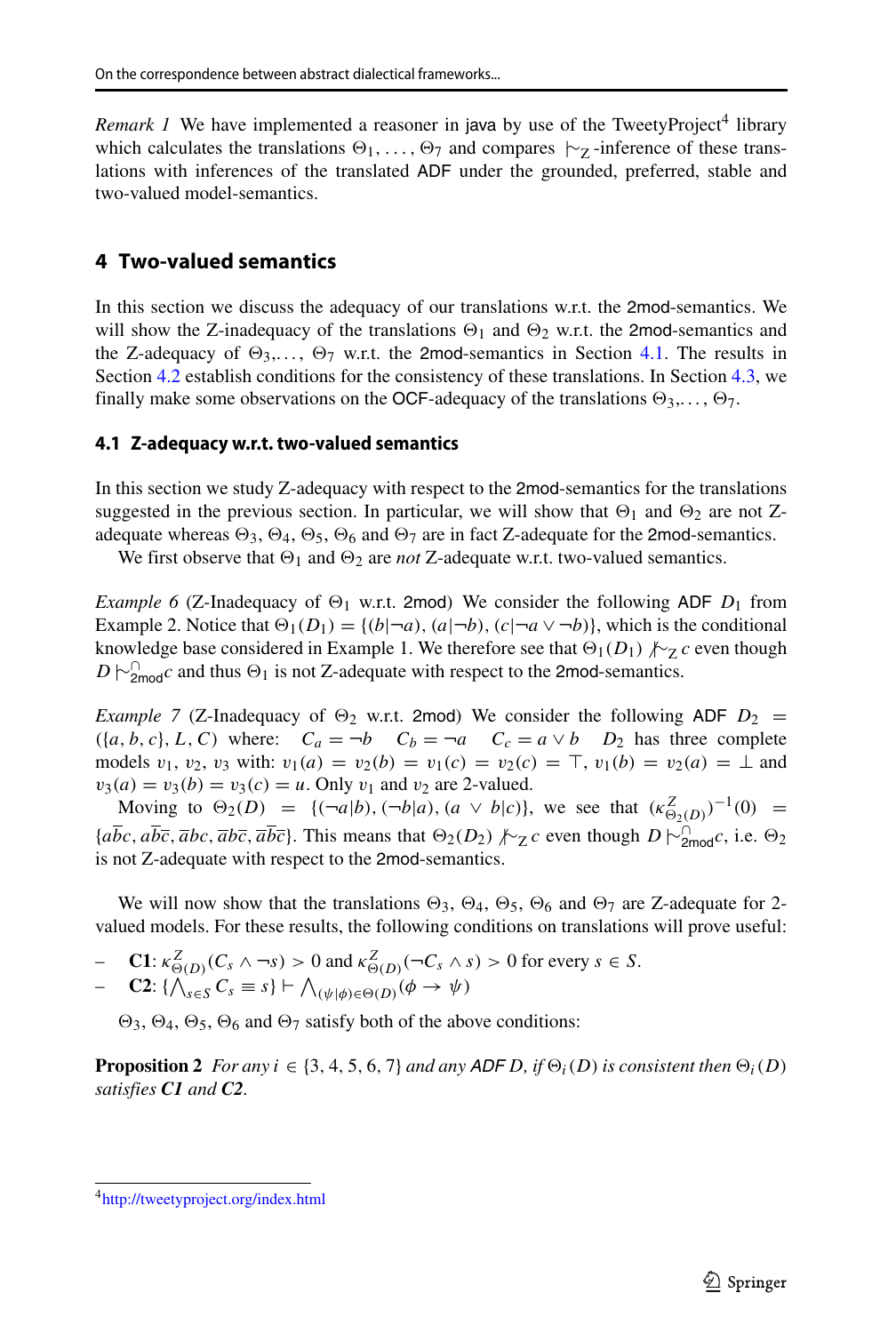*Remark 1* We have implemented a reasoner in java by use of the TweetyProject[4] library which calculates the translations $\Theta_1, \ldots, \Theta_7$ and compares $\mid\!\sim_Z$-inference of these translations with inferences of the translated ADF under the grounded, preferred, stable and two-valued model-semantics.

## 4 Two-valued semantics

In this section we discuss the adequacy of our translations w.r.t. the 2mod-semantics. We will show the Z-inadequacy of the translations $\Theta_1$ and $\Theta_2$ w.r.t. the 2mod-semantics and the Z-adequacy of $\Theta_3,\ldots, \Theta_7$ w.r.t. the 2mod-semantics in Section 4.1. The results in Section 4.2 establish conditions for the consistency of these translations. In Section 4.3, we finally make some observations on the OCF-adequacy of the translations $\Theta_3,\ldots, \Theta_7$.

### 4.1 Z-adequacy w.r.t. two-valued semantics

In this section we study Z-adequacy with respect to the 2mod-semantics for the translations suggested in the previous section. In particular, we will show that $\Theta_1$ and $\Theta_2$ are not Z-adequate whereas $\Theta_3$, $\Theta_4$, $\Theta_5$, $\Theta_6$ and $\Theta_7$ are in fact Z-adequate for the 2mod-semantics.

We first observe that $\Theta_1$ and $\Theta_2$ are *not* Z-adequate w.r.t. two-valued semantics.

*Example 6* (Z-Inadequacy of $\Theta_1$ w.r.t. 2mod) We consider the following ADF $D_1$ from Example 2. Notice that $\Theta_1(D_1) = \{(b|\neg a), (a|\neg b), (c|\neg a \vee \neg b)\}$, which is the conditional knowledge base considered in Example 1. We therefore see that $\Theta_1(D_1) \not\mid\!\sim_Z c$ even though $D \mid\!\sim^{\cap}_{\mathsf{2mod}} c$ and thus $\Theta_1$ is not Z-adequate with respect to the 2mod-semantics.

*Example 7* (Z-Inadequacy of $\Theta_2$ w.r.t. 2mod) We consider the following ADF $D_2 = (\{a, b, c\}, L, C)$ where: $C_a = \neg b$ $\quad C_b = \neg a$ $\quad C_c = a \vee b$ $\quad D_2$ has three complete models $v_1$, $v_2$, $v_3$ with: $v_1(a) = v_2(b) = v_1(c) = v_2(c) = \top$, $v_1(b) = v_2(a) = \bot$ and $v_3(a) = v_3(b) = v_3(c) = u$. Only $v_1$ and $v_2$ are 2-valued.

Moving to $\Theta_2(D) = \{(\neg a|b), (\neg b|a), (a \vee b|c)\}$, we see that $(\kappa^Z_{\Theta_2(D)})^{-1}(0) = \{a\overline{b}c, a\overline{b}\overline{c}, \overline{a}bc, \overline{a}b\overline{c}, \overline{a}\overline{b}\overline{c}\}$. This means that $\Theta_2(D_2) \not\mid\!\sim_Z c$ even though $D \mid\!\sim^{\cap}_{\mathsf{2mod}} c$, i.e. $\Theta_2$ is not Z-adequate with respect to the 2mod-semantics.

We will now show that the translations $\Theta_3$, $\Theta_4$, $\Theta_5$, $\Theta_6$ and $\Theta_7$ are Z-adequate for 2-valued models. For these results, the following conditions on translations will prove useful:

- **C1**: $\kappa^Z_{\Theta(D)}(C_s \wedge \neg s) > 0$ and $\kappa^Z_{\Theta(D)}(\neg C_s \wedge s) > 0$ for every $s \in S$.
- **C2**: $\{\bigwedge_{s \in S} C_s \equiv s\} \vdash \bigwedge_{(\psi|\phi) \in \Theta(D)} (\phi \rightarrow \psi)$

$\Theta_3$, $\Theta_4$, $\Theta_5$, $\Theta_6$ and $\Theta_7$ satisfy both of the above conditions:

**Proposition 2** *For any $i \in \{3, 4, 5, 6, 7\}$ and any ADF $D$, if $\Theta_i(D)$ is consistent then $\Theta_i(D)$ satisfies **C1** and **C2**.*

[4] http://tweetyproject.org/index.html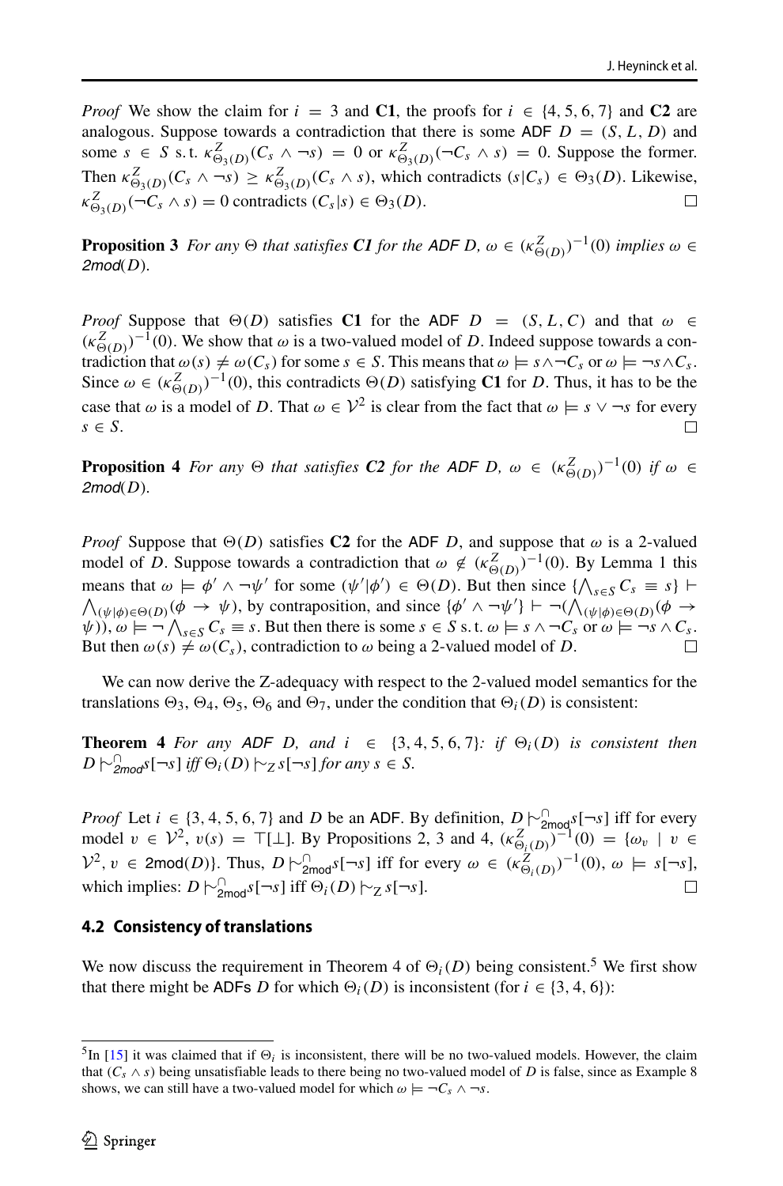*Proof* We show the claim for $i = 3$ and **C1**, the proofs for $i \in \{4, 5, 6, 7\}$ and **C2** are analogous. Suppose towards a contradiction that there is some ADF $D = (S, L, D)$ and some $s \in S$ s.t. $\kappa^Z_{\Theta_3(D)}(C_s \wedge \neg s) = 0$ or $\kappa^Z_{\Theta_3(D)}(\neg C_s \wedge s) = 0$. Suppose the former. Then $\kappa^Z_{\Theta_3(D)}(C_s \wedge \neg s) \geq \kappa^Z_{\Theta_3(D)}(C_s \wedge s)$, which contradicts $(s|C_s) \in \Theta_3(D)$. Likewise, $\kappa^Z_{\Theta_3(D)}(\neg C_s \wedge s) = 0$ contradicts $(C_s|s) \in \Theta_3(D)$. □

**Proposition 3** *For any $\Theta$ that satisfies **C1** for the ADF $D$, $\omega \in (\kappa^Z_{\Theta(D)})^{-1}(0)$ implies $\omega \in$ 2mod$(D)$.*

*Proof* Suppose that $\Theta(D)$ satisfies **C1** for the ADF $D = (S, L, C)$ and that $\omega \in (\kappa^Z_{\Theta(D)})^{-1}(0)$. We show that $\omega$ is a two-valued model of $D$. Indeed suppose towards a contradiction that $\omega(s) \neq \omega(C_s)$ for some $s \in S$. This means that $\omega \models s \wedge \neg C_s$ or $\omega \models \neg s \wedge C_s$. Since $\omega \in (\kappa^Z_{\Theta(D)})^{-1}(0)$, this contradicts $\Theta(D)$ satisfying **C1** for $D$. Thus, it has to be the case that $\omega$ is a model of $D$. That $\omega \in \mathcal{V}^2$ is clear from the fact that $\omega \models s \vee \neg s$ for every $s \in S$. □

**Proposition 4** *For any $\Theta$ that satisfies **C2** for the ADF $D$, $\omega \in (\kappa^Z_{\Theta(D)})^{-1}(0)$ if $\omega \in$ 2mod$(D)$.*

*Proof* Suppose that $\Theta(D)$ satisfies **C2** for the ADF $D$, and suppose that $\omega$ is a 2-valued model of $D$. Suppose towards a contradiction that $\omega \notin (\kappa^Z_{\Theta(D)})^{-1}(0)$. By Lemma 1 this means that $\omega \models \phi' \wedge \neg\psi'$ for some $(\psi'|\phi') \in \Theta(D)$. But then since $\{\bigwedge_{s\in S} C_s \equiv s\} \vdash \bigwedge_{(\psi|\phi)\in\Theta(D)}(\phi \to \psi)$, by contraposition, and since $\{\phi' \wedge \neg\psi'\} \vdash \neg(\bigwedge_{(\psi|\phi)\in\Theta(D)}(\phi \to \psi))$, $\omega \models \neg \bigwedge_{s\in S} C_s \equiv s$. But then there is some $s \in S$ s.t. $\omega \models s \wedge \neg C_s$ or $\omega \models \neg s \wedge C_s$. But then $\omega(s) \neq \omega(C_s)$, contradiction to $\omega$ being a 2-valued model of $D$. □

We can now derive the Z-adequacy with respect to the 2-valued model semantics for the translations $\Theta_3$, $\Theta_4$, $\Theta_5$, $\Theta_6$ and $\Theta_7$, under the condition that $\Theta_i(D)$ is consistent:

**Theorem 4** *For any ADF $D$, and $i \in \{3, 4, 5, 6, 7\}$: if $\Theta_i(D)$ is consistent then $D \mid\!\sim^{\cap}_{\mathsf{2mod}} s[\neg s]$ iff $\Theta_i(D) \mid\!\sim_Z s[\neg s]$ for any $s \in S$.*

*Proof* Let $i \in \{3, 4, 5, 6, 7\}$ and $D$ be an ADF. By definition, $D \mid\!\sim^{\cap}_{\mathsf{2mod}} s[\neg s]$ iff for every model $v \in \mathcal{V}^2$, $v(s) = \top[\bot]$. By Propositions 2, 3 and 4, $(\kappa^Z_{\Theta_i(D)})^{-1}(0) = \{\omega_v \mid v \in \mathcal{V}^2, v \in \mathsf{2mod}(D)\}$. Thus, $D \mid\!\sim^{\cap}_{\mathsf{2mod}} s[\neg s]$ iff for every $\omega \in (\kappa^Z_{\Theta_i(D)})^{-1}(0)$, $\omega \models s[\neg s]$, which implies: $D \mid\!\sim^{\cap}_{\mathsf{2mod}} s[\neg s]$ iff $\Theta_i(D) \mid\!\sim_Z s[\neg s]$. □

### 4.2 Consistency of translations

We now discuss the requirement in Theorem 4 of $\Theta_i(D)$ being consistent.[5] We first show that there might be ADFs $D$ for which $\Theta_i(D)$ is inconsistent (for $i \in \{3, 4, 6\}$):

[5] In [15] it was claimed that if $\Theta_i$ is inconsistent, there will be no two-valued models. However, the claim that $(C_s \wedge s)$ being unsatisfiable leads to there being no two-valued model of $D$ is false, since as Example 8 shows, we can still have a two-valued model for which $\omega \models \neg C_s \wedge \neg s$.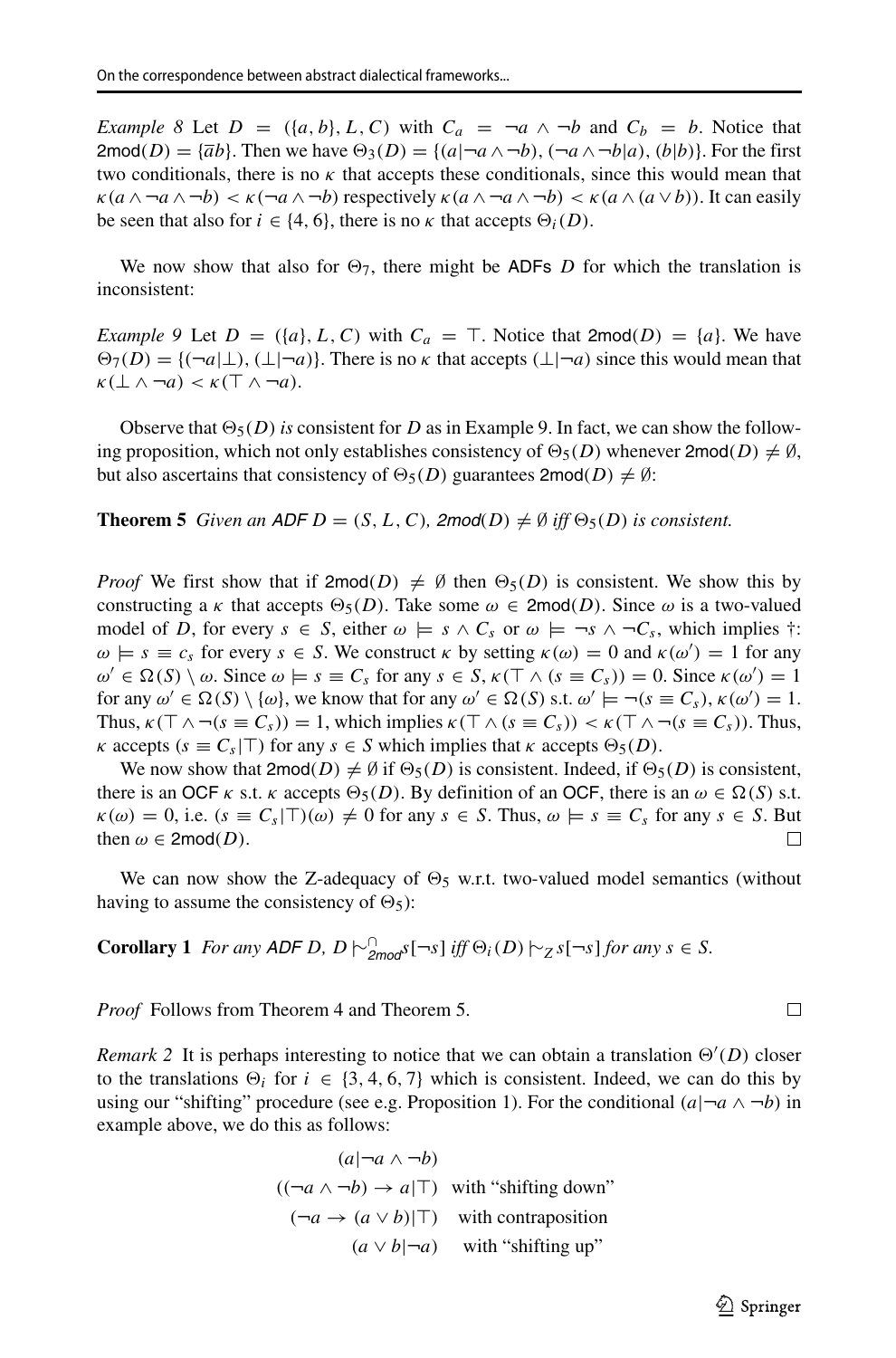*Example 8* Let $D = (\{a, b\}, L, C)$ with $C_a = \neg a \wedge \neg b$ and $C_b = b$. Notice that $\mathsf{2mod}(D) = \{\overline{a}b\}$. Then we have $\Theta_3(D) = \{(a|\neg a \wedge \neg b), (\neg a \wedge \neg b|a), (b|b)\}$. For the first two conditionals, there is no $\kappa$ that accepts these conditionals, since this would mean that $\kappa(a \wedge \neg a \wedge \neg b) < \kappa(\neg a \wedge \neg b)$ respectively $\kappa(a \wedge \neg a \wedge \neg b) < \kappa(a \wedge (a \vee b))$. It can easily be seen that also for $i \in \{4, 6\}$, there is no $\kappa$ that accepts $\Theta_i(D)$.

We now show that also for $\Theta_7$, there might be ADFs $D$ for which the translation is inconsistent:

*Example 9* Let $D = (\{a\}, L, C)$ with $C_a = \top$. Notice that $\mathsf{2mod}(D) = \{a\}$. We have $\Theta_7(D) = \{(\neg a|\bot), (\bot|\neg a)\}$. There is no $\kappa$ that accepts $(\bot|\neg a)$ since this would mean that $\kappa(\bot \wedge \neg a) < \kappa(\top \wedge \neg a)$.

Observe that $\Theta_5(D)$ *is* consistent for $D$ as in Example 9. In fact, we can show the following proposition, which not only establishes consistency of $\Theta_5(D)$ whenever $\mathsf{2mod}(D) \neq \emptyset$, but also ascertains that consistency of $\Theta_5(D)$ guarantees $\mathsf{2mod}(D) \neq \emptyset$:

**Theorem 5** *Given an ADF $D = (S, L, C)$, $\mathsf{2mod}(D) \neq \emptyset$ iff $\Theta_5(D)$ is consistent.*

*Proof* We first show that if $\mathsf{2mod}(D) \neq \emptyset$ then $\Theta_5(D)$ is consistent. We show this by constructing a $\kappa$ that accepts $\Theta_5(D)$. Take some $\omega \in \mathsf{2mod}(D)$. Since $\omega$ is a two-valued model of $D$, for every $s \in S$, either $\omega \models s \wedge C_s$ or $\omega \models \neg s \wedge \neg C_s$, which implies †: $\omega \models s \equiv c_s$ for every $s \in S$. We construct $\kappa$ by setting $\kappa(\omega) = 0$ and $\kappa(\omega') = 1$ for any $\omega' \in \Omega(S) \setminus \omega$. Since $\omega \models s \equiv C_s$ for any $s \in S$, $\kappa(\top \wedge (s \equiv C_s)) = 0$. Since $\kappa(\omega') = 1$ for any $\omega' \in \Omega(S) \setminus \{\omega\}$, we know that for any $\omega' \in \Omega(S)$ s.t. $\omega' \models \neg(s \equiv C_s)$, $\kappa(\omega') = 1$. Thus, $\kappa(\top \wedge \neg(s \equiv C_s)) = 1$, which implies $\kappa(\top \wedge (s \equiv C_s)) < \kappa(\top \wedge \neg(s \equiv C_s))$. Thus, $\kappa$ accepts $(s \equiv C_s|\top)$ for any $s \in S$ which implies that $\kappa$ accepts $\Theta_5(D)$.

We now show that $\mathsf{2mod}(D) \neq \emptyset$ if $\Theta_5(D)$ is consistent. Indeed, if $\Theta_5(D)$ is consistent, there is an OCF $\kappa$ s.t. $\kappa$ accepts $\Theta_5(D)$. By definition of an OCF, there is an $\omega \in \Omega(S)$ s.t. $\kappa(\omega) = 0$, i.e. $(s \equiv C_s|\top)(\omega) \neq 0$ for any $s \in S$. Thus, $\omega \models s \equiv C_s$ for any $s \in S$. But then $\omega \in \mathsf{2mod}(D)$. $\square$

We can now show the Z-adequacy of $\Theta_5$ w.r.t. two-valued model semantics (without having to assume the consistency of $\Theta_5$):

**Corollary 1** *For any ADF $D$, $D \mid\!\sim^{\cap}_{\mathsf{2mod}} s[\neg s]$ iff $\Theta_i(D) \mid\!\sim_Z s[\neg s]$ for any $s \in S$.*

*Proof* Follows from Theorem 4 and Theorem 5. $\square$

*Remark 2* It is perhaps interesting to notice that we can obtain a translation $\Theta'(D)$ closer to the translations $\Theta_i$ for $i \in \{3, 4, 6, 7\}$ which is consistent. Indeed, we can do this by using our "shifting" procedure (see e.g. Proposition 1). For the conditional $(a|\neg a \wedge \neg b)$ in example above, we do this as follows:

$$
\begin{array}{rl}
(a|\neg a \wedge \neg b) & \\
((\neg a \wedge \neg b) \rightarrow a|\top) & \text{with "shifting down"} \\
(\neg a \rightarrow (a \vee b)|\top) & \text{with contraposition} \\
(a \vee b|\neg a) & \text{with "shifting up"}
\end{array}
$$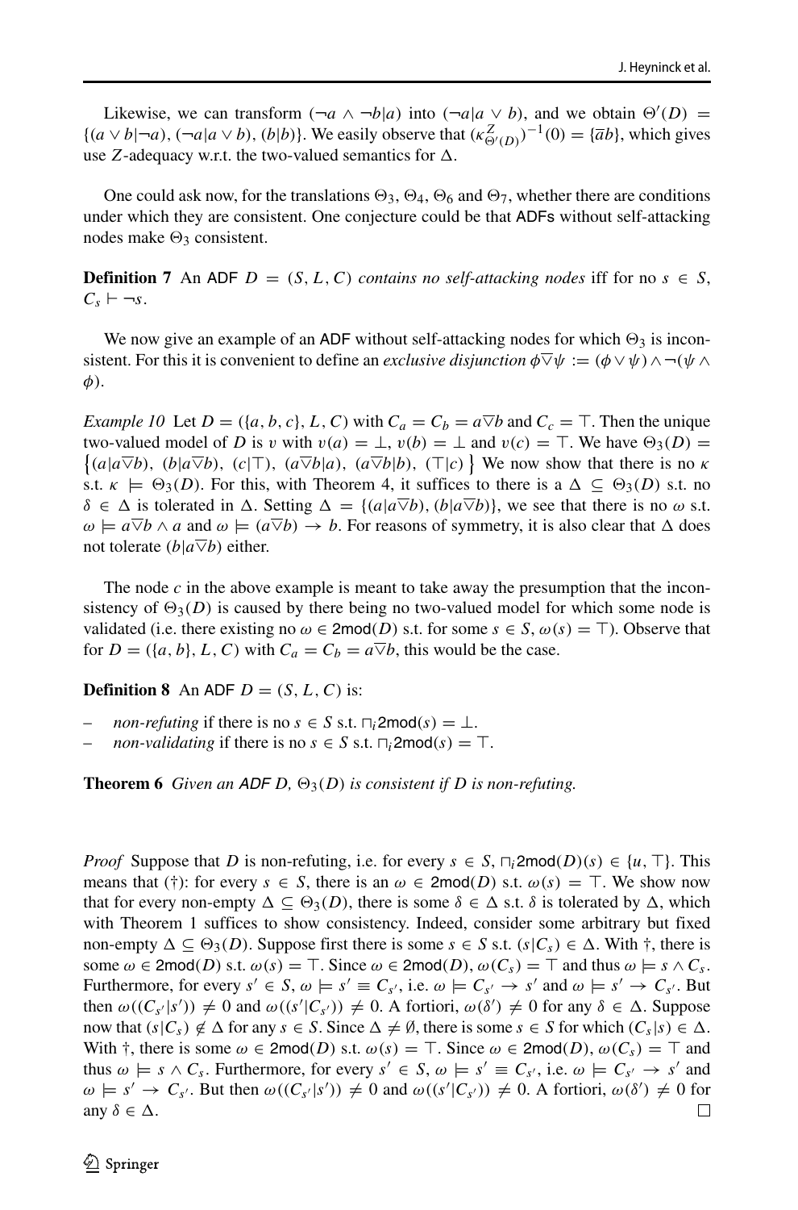Likewise, we can transform $(\neg a \wedge \neg b|a)$ into $(\neg a|a \vee b)$, and we obtain $\Theta'(D) = \{(a \vee b|\neg a), (\neg a|a \vee b), (b|b)\}$. We easily observe that $(\kappa^Z_{\Theta'(D)})^{-1}(0) = \{\overline{a}b\}$, which gives use $Z$-adequacy w.r.t. the two-valued semantics for $\Delta$.

One could ask now, for the translations $\Theta_3$, $\Theta_4$, $\Theta_6$ and $\Theta_7$, whether there are conditions under which they are consistent. One conjecture could be that ADFs without self-attacking nodes make $\Theta_3$ consistent.

**Definition 7** An ADF $D = (S, L, C)$ *contains no self-attacking nodes* iff for no $s \in S$, $C_s \vdash \neg s$.

We now give an example of an ADF without self-attacking nodes for which $\Theta_3$ is inconsistent. For this it is convenient to define an *exclusive disjunction* $\phi \overline{\vee} \psi := (\phi \vee \psi) \wedge \neg(\psi \wedge \phi)$.

*Example 10* Let $D = (\{a, b, c\}, L, C)$ with $C_a = C_b = a \overline{\vee} b$ and $C_c = \top$. Then the unique two-valued model of $D$ is $v$ with $v(a) = \bot$, $v(b) = \bot$ and $v(c) = \top$. We have $\Theta_3(D) = \{(a|a\overline{\vee}b),\ (b|a\overline{\vee}b),\ (c|\top),\ (a\overline{\vee}b|a),\ (a\overline{\vee}b|b),\ (\top|c)\}$ We now show that there is no $\kappa$ s.t. $\kappa \models \Theta_3(D)$. For this, with Theorem 4, it suffices to there is a $\Delta \subseteq \Theta_3(D)$ s.t. no $\delta \in \Delta$ is tolerated in $\Delta$. Setting $\Delta = \{(a|a\overline{\vee}b), (b|a\overline{\vee}b)\}$, we see that there is no $\omega$ s.t. $\omega \models a\overline{\vee}b \wedge a$ and $\omega \models (a\overline{\vee}b) \rightarrow b$. For reasons of symmetry, it is also clear that $\Delta$ does not tolerate $(b|a\overline{\vee}b)$ either.

The node $c$ in the above example is meant to take away the presumption that the inconsistency of $\Theta_3(D)$ is caused by there being no two-valued model for which some node is validated (i.e. there existing no $\omega \in \mathsf{2mod}(D)$ s.t. for some $s \in S$, $\omega(s) = \top$). Observe that for $D = (\{a, b\}, L, C)$ with $C_a = C_b = a\overline{\vee}b$, this would be the case.

**Definition 8** An ADF $D = (S, L, C)$ is:

- *non-refuting* if there is no $s \in S$ s.t. $\sqcap_i \mathsf{2mod}(s) = \bot$.
- *non-validating* if there is no $s \in S$ s.t. $\sqcap_i \mathsf{2mod}(s) = \top$.

**Theorem 6** *Given an ADF $D$, $\Theta_3(D)$ is consistent if $D$ is non-refuting.*

*Proof* Suppose that $D$ is non-refuting, i.e. for every $s \in S$, $\sqcap_i \mathsf{2mod}(D)(s) \in \{u, \top\}$. This means that (†): for every $s \in S$, there is an $\omega \in \mathsf{2mod}(D)$ s.t. $\omega(s) = \top$. We show now that for every non-empty $\Delta \subseteq \Theta_3(D)$, there is some $\delta \in \Delta$ s.t. $\delta$ is tolerated by $\Delta$, which with Theorem 1 suffices to show consistency. Indeed, consider some arbitrary but fixed non-empty $\Delta \subseteq \Theta_3(D)$. Suppose first there is some $s \in S$ s.t. $(s|C_s) \in \Delta$. With †, there is some $\omega \in \mathsf{2mod}(D)$ s.t. $\omega(s) = \top$. Since $\omega \in \mathsf{2mod}(D)$, $\omega(C_s) = \top$ and thus $\omega \models s \wedge C_s$. Furthermore, for every $s' \in S$, $\omega \models s' \equiv C_{s'}$, i.e. $\omega \models C_{s'} \rightarrow s'$ and $\omega \models s' \rightarrow C_{s'}$. But then $\omega((C_{s'}|s')) \neq 0$ and $\omega((s'|C_{s'})) \neq 0$. A fortiori, $\omega(\delta') \neq 0$ for any $\delta \in \Delta$. Suppose now that $(s|C_s) \notin \Delta$ for any $s \in S$. Since $\Delta \neq \emptyset$, there is some $s \in S$ for which $(C_s|s) \in \Delta$. With †, there is some $\omega \in \mathsf{2mod}(D)$ s.t. $\omega(s) = \top$. Since $\omega \in \mathsf{2mod}(D)$, $\omega(C_s) = \top$ and thus $\omega \models s \wedge C_s$. Furthermore, for every $s' \in S$, $\omega \models s' \equiv C_{s'}$, i.e. $\omega \models C_{s'} \rightarrow s'$ and $\omega \models s' \rightarrow C_{s'}$. But then $\omega((C_{s'}|s')) \neq 0$ and $\omega((s'|C_{s'})) \neq 0$. A fortiori, $\omega(\delta') \neq 0$ for any $\delta \in \Delta$. $\square$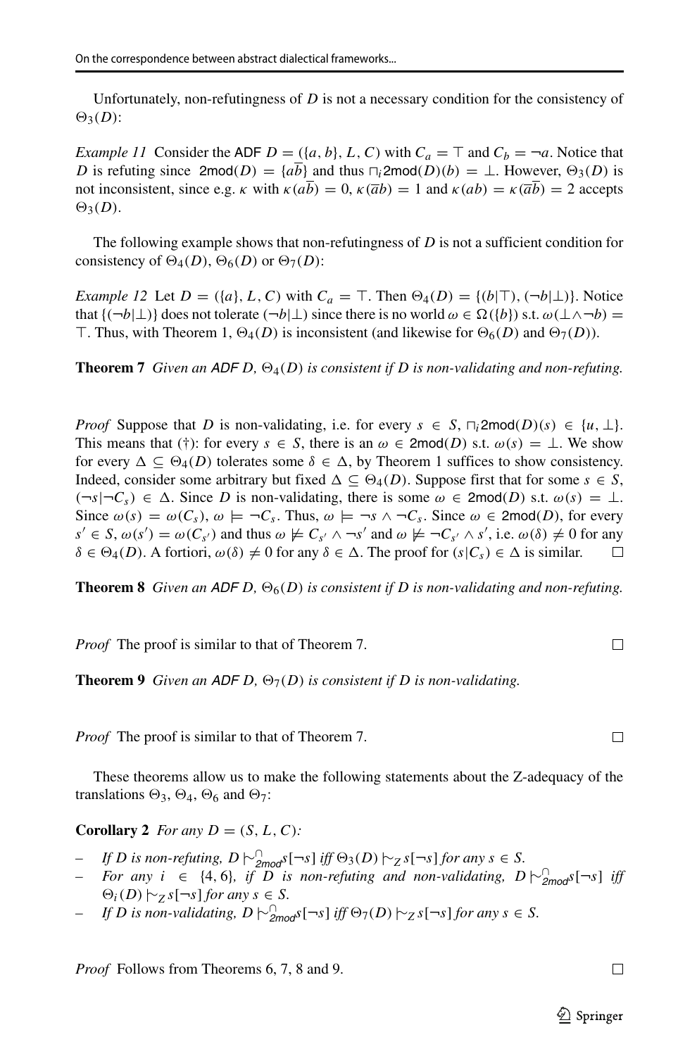Unfortunately, non-refutingness of $D$ is not a necessary condition for the consistency of $\Theta_3(D)$:

*Example 11* Consider the ADF $D = (\{a, b\}, L, C)$ with $C_a = \top$ and $C_b = \neg a$. Notice that $D$ is refuting since $\mathsf{2mod}(D) = \{a\overline{b}\}$ and thus $\sqcap_i \mathsf{2mod}(D)(b) = \bot$. However, $\Theta_3(D)$ is not inconsistent, since e.g. $\kappa$ with $\kappa(a\overline{b}) = 0$, $\kappa(\overline{a}b) = 1$ and $\kappa(ab) = \kappa(\overline{a}\overline{b}) = 2$ accepts $\Theta_3(D)$.

The following example shows that non-refutingness of $D$ is not a sufficient condition for consistency of $\Theta_4(D)$, $\Theta_6(D)$ or $\Theta_7(D)$:

*Example 12* Let $D = (\{a\}, L, C)$ with $C_a = \top$. Then $\Theta_4(D) = \{(b|\top), (\neg b|\bot)\}$. Notice that $\{(\neg b|\bot)\}$ does not tolerate $(\neg b|\bot)$ since there is no world $\omega \in \Omega(\{b\})$ s.t. $\omega(\bot \wedge \neg b) = \top$. Thus, with Theorem 1, $\Theta_4(D)$ is inconsistent (and likewise for $\Theta_6(D)$ and $\Theta_7(D)$).

**Theorem 7** *Given an ADF $D$, $\Theta_4(D)$ is consistent if $D$ is non-validating and non-refuting.*

*Proof* Suppose that $D$ is non-validating, i.e. for every $s \in S$, $\sqcap_i \mathsf{2mod}(D)(s) \in \{u, \bot\}$. This means that (†): for every $s \in S$, there is an $\omega \in \mathsf{2mod}(D)$ s.t. $\omega(s) = \bot$. We show for every $\Delta \subseteq \Theta_4(D)$ tolerates some $\delta \in \Delta$, by Theorem 1 suffices to show consistency. Indeed, consider some arbitrary but fixed $\Delta \subseteq \Theta_4(D)$. Suppose first that for some $s \in S$, $(\neg s|\neg C_s) \in \Delta$. Since $D$ is non-validating, there is some $\omega \in \mathsf{2mod}(D)$ s.t. $\omega(s) = \bot$. Since $\omega(s) = \omega(C_s)$, $\omega \models \neg C_s$. Thus, $\omega \models \neg s \wedge \neg C_s$. Since $\omega \in \mathsf{2mod}(D)$, for every $s' \in S$, $\omega(s') = \omega(C_{s'})$ and thus $\omega \not\models C_{s'} \wedge \neg s'$ and $\omega \not\models \neg C_{s'} \wedge s'$, i.e. $\omega(\delta) \neq 0$ for any $\delta \in \Theta_4(D)$. A fortiori, $\omega(\delta) \neq 0$ for any $\delta \in \Delta$. The proof for $(s|C_s) \in \Delta$ is similar. $\square$

**Theorem 8** *Given an ADF $D$, $\Theta_6(D)$ is consistent if $D$ is non-validating and non-refuting.*

*Proof* The proof is similar to that of Theorem 7. $\square$

**Theorem 9** *Given an ADF $D$, $\Theta_7(D)$ is consistent if $D$ is non-validating.*

*Proof* The proof is similar to that of Theorem 7. $\square$

These theorems allow us to make the following statements about the Z-adequacy of the translations $\Theta_3$, $\Theta_4$, $\Theta_6$ and $\Theta_7$:

**Corollary 2** *For any $D = (S, L, C)$:*

- *If $D$ is non-refuting, $D \mid\!\sim^{\cap}_{\mathsf{2mod}} s[\neg s]$ iff $\Theta_3(D) \mid\!\sim_Z s[\neg s]$ for any $s \in S$.*
- *For any $i \in \{4, 6\}$, if $D$ is non-refuting and non-validating, $D \mid\!\sim^{\cap}_{\mathsf{2mod}} s[\neg s]$ iff $\Theta_i(D) \mid\!\sim_Z s[\neg s]$ for any $s \in S$.*
- *If $D$ is non-validating, $D \mid\!\sim^{\cap}_{\mathsf{2mod}} s[\neg s]$ iff $\Theta_7(D) \mid\!\sim_Z s[\neg s]$ for any $s \in S$.*

*Proof* Follows from Theorems 6, 7, 8 and 9. $\square$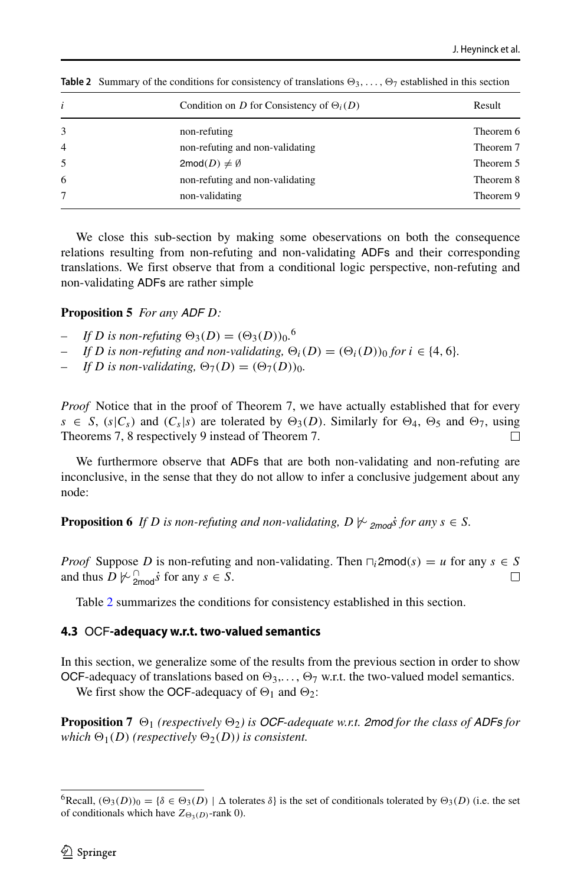**Table 2** Summary of the conditions for consistency of translations $\Theta_3, \ldots, \Theta_7$ established in this section

| $i$ | Condition on $D$ for Consistency of $\Theta_i(D)$ | Result |
|---|---|---|
| 3 | non-refuting | Theorem 6 |
| 4 | non-refuting and non-validating | Theorem 7 |
| 5 | $\mathsf{2mod}(D) \neq \emptyset$ | Theorem 5 |
| 6 | non-refuting and non-validating | Theorem 8 |
| 7 | non-validating | Theorem 9 |

We close this sub-section by making some obeservations on both the consequence relations resulting from non-refuting and non-validating ADFs and their corresponding translations. We first observe that from a conditional logic perspective, non-refuting and non-validating ADFs are rather simple

**Proposition 5** *For any ADF $D$:*

- *If $D$ is non-refuting $\Theta_3(D) = (\Theta_3(D))_0$.*[6]
- *If $D$ is non-refuting and non-validating, $\Theta_i(D) = (\Theta_i(D))_0$ for $i \in \{4, 6\}$.*
- *If $D$ is non-validating, $\Theta_7(D) = (\Theta_7(D))_0$.*

*Proof* Notice that in the proof of Theorem 7, we have actually established that for every $s \in S$, $(s|C_s)$ and $(C_s|s)$ are tolerated by $\Theta_3(D)$. Similarly for $\Theta_4$, $\Theta_5$ and $\Theta_7$, using Theorems 7, 8 respectively 9 instead of Theorem 7. □

We furthermore observe that ADFs that are both non-validating and non-refuting are inconclusive, in the sense that they do not allow to infer a conclusive judgement about any node:

**Proposition 6** *If $D$ is non-refuting and non-validating, $D \not\mid\!\sim_{\mathsf{2mod}} \dot{s}$ for any $s \in S$.*

*Proof* Suppose $D$ is non-refuting and non-validating. Then $\sqcap_i \mathsf{2mod}(s) = u$ for any $s \in S$ and thus $D \not\mid\!\sim^{\cap}_{\mathsf{2mod}} \dot{s}$ for any $s \in S$. □

Table 2 summarizes the conditions for consistency established in this section.

### 4.3 OCF-adequacy w.r.t. two-valued semantics

In this section, we generalize some of the results from the previous section in order to show OCF-adequacy of translations based on $\Theta_3, \ldots, \Theta_7$ w.r.t. the two-valued model semantics.

We first show the OCF-adequacy of $\Theta_1$ and $\Theta_2$:

**Proposition 7** *$\Theta_1$ (respectively $\Theta_2$) is OCF-adequate w.r.t. 2mod for the class of ADFs for which $\Theta_1(D)$ (respectively $\Theta_2(D)$) is consistent.*

---

[6] Recall, $(\Theta_3(D))_0 = \{\delta \in \Theta_3(D) \mid \Delta \text{ tolerates } \delta\}$ is the set of conditionals tolerated by $\Theta_3(D)$ (i.e. the set of conditionals which have $Z_{\Theta_3(D)}$-rank 0).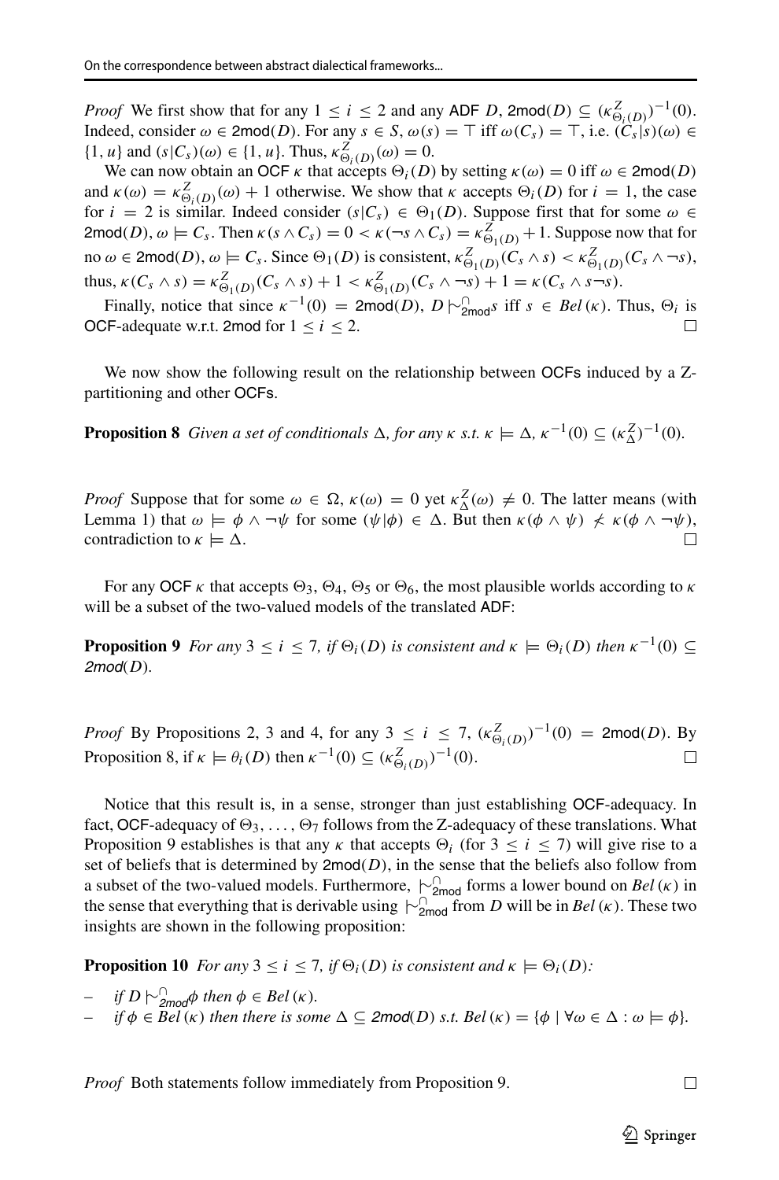*Proof* We first show that for any $1 \leq i \leq 2$ and any ADF $D$, $\mathsf{2mod}(D) \subseteq (\kappa^Z_{\Theta_i(D)})^{-1}(0)$. Indeed, consider $\omega \in \mathsf{2mod}(D)$. For any $s \in S$, $\omega(s) = \top$ iff $\omega(C_s) = \top$, i.e. $(C_s|s)(\omega) \in \{1, u\}$ and $(s|C_s)(\omega) \in \{1, u\}$. Thus, $\kappa^Z_{\Theta_i(D)}(\omega) = 0$.

We can now obtain an OCF $\kappa$ that accepts $\Theta_i(D)$ by setting $\kappa(\omega) = 0$ iff $\omega \in \mathsf{2mod}(D)$ and $\kappa(\omega) = \kappa^Z_{\Theta_i(D)}(\omega) + 1$ otherwise. We show that $\kappa$ accepts $\Theta_i(D)$ for $i = 1$, the case for $i = 2$ is similar. Indeed consider $(s|C_s) \in \Theta_1(D)$. Suppose first that for some $\omega \in \mathsf{2mod}(D)$, $\omega \models C_s$. Then $\kappa(s \wedge C_s) = 0 < \kappa(\neg s \wedge C_s) = \kappa^Z_{\Theta_1(D)} + 1$. Suppose now that for no $\omega \in \mathsf{2mod}(D)$, $\omega \models C_s$. Since $\Theta_1(D)$ is consistent, $\kappa^Z_{\Theta_1(D)}(C_s \wedge s) < \kappa^Z_{\Theta_1(D)}(C_s \wedge \neg s)$, thus, $\kappa(C_s \wedge s) = \kappa^Z_{\Theta_1(D)}(C_s \wedge s) + 1 < \kappa^Z_{\Theta_1(D)}(C_s \wedge \neg s) + 1 = \kappa(C_s \wedge s \neg s)$.

Finally, notice that since $\kappa^{-1}(0) = \mathsf{2mod}(D)$, $D \mid\!\sim^{\cap}_{\mathsf{2mod}} s$ iff $s \in Bel(\kappa)$. Thus, $\Theta_i$ is OCF-adequate w.r.t. 2mod for $1 \leq i \leq 2$. □

We now show the following result on the relationship between OCFs induced by a Z-partitioning and other OCFs.

**Proposition 8** *Given a set of conditionals $\Delta$, for any $\kappa$ s.t. $\kappa \models \Delta$, $\kappa^{-1}(0) \subseteq (\kappa^Z_\Delta)^{-1}(0)$.*

*Proof* Suppose that for some $\omega \in \Omega$, $\kappa(\omega) = 0$ yet $\kappa^Z_\Delta(\omega) \neq 0$. The latter means (with Lemma 1) that $\omega \models \phi \wedge \neg\psi$ for some $(\psi|\phi) \in \Delta$. But then $\kappa(\phi \wedge \psi) \not< \kappa(\phi \wedge \neg\psi)$, contradiction to $\kappa \models \Delta$. □

For any OCF $\kappa$ that accepts $\Theta_3$, $\Theta_4$, $\Theta_5$ or $\Theta_6$, the most plausible worlds according to $\kappa$ will be a subset of the two-valued models of the translated ADF:

**Proposition 9** *For any $3 \leq i \leq 7$, if $\Theta_i(D)$ is consistent and $\kappa \models \Theta_i(D)$ then $\kappa^{-1}(0) \subseteq$ $\mathsf{2mod}(D)$.*

*Proof* By Propositions 2, 3 and 4, for any $3 \leq i \leq 7$, $(\kappa^Z_{\Theta_i(D)})^{-1}(0) = \mathsf{2mod}(D)$. By Proposition 8, if $\kappa \models \theta_i(D)$ then $\kappa^{-1}(0) \subseteq (\kappa^Z_{\Theta_i(D)})^{-1}(0)$. □

Notice that this result is, in a sense, stronger than just establishing OCF-adequacy. In fact, OCF-adequacy of $\Theta_3, \ldots, \Theta_7$ follows from the Z-adequacy of these translations. What Proposition 9 establishes is that any $\kappa$ that accepts $\Theta_i$ (for $3 \leq i \leq 7$) will give rise to a set of beliefs that is determined by $\mathsf{2mod}(D)$, in the sense that the beliefs also follow from a subset of the two-valued models. Furthermore, $\mid\!\sim^{\cap}_{\mathsf{2mod}}$ forms a lower bound on $Bel(\kappa)$ in the sense that everything that is derivable using $\mid\!\sim^{\cap}_{\mathsf{2mod}}$ from $D$ will be in $Bel(\kappa)$. These two insights are shown in the following proposition:

**Proposition 10** *For any $3 \leq i \leq 7$, if $\Theta_i(D)$ is consistent and $\kappa \models \Theta_i(D)$:*

- *if $D \mid\!\sim^{\cap}_{\mathsf{2mod}} \phi$ then $\phi \in Bel(\kappa)$.*
- *if $\phi \in Bel(\kappa)$ then there is some $\Delta \subseteq \mathsf{2mod}(D)$ s.t. $Bel(\kappa) = \{\phi \mid \forall \omega \in \Delta : \omega \models \phi\}$.*

*Proof* Both statements follow immediately from Proposition 9. □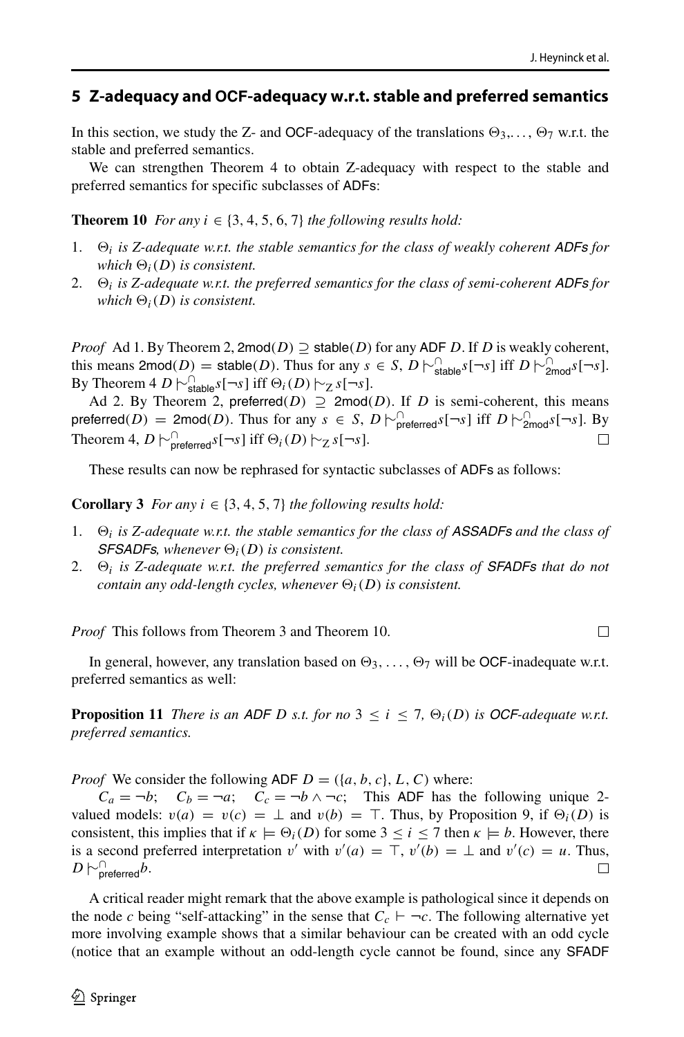## 5 Z-adequacy and OCF-adequacy w.r.t. stable and preferred semantics

In this section, we study the Z- and OCF-adequacy of the translations $\Theta_3,\ldots,\Theta_7$ w.r.t. the stable and preferred semantics.

We can strengthen Theorem 4 to obtain Z-adequacy with respect to the stable and preferred semantics for specific subclasses of ADFs:

**Theorem 10** *For any $i \in \{3, 4, 5, 6, 7\}$ the following results hold:*

1. *$\Theta_i$ is Z-adequate w.r.t. the stable semantics for the class of weakly coherent ADFs for which $\Theta_i(D)$ is consistent.*
2. *$\Theta_i$ is Z-adequate w.r.t. the preferred semantics for the class of semi-coherent ADFs for which $\Theta_i(D)$ is consistent.*

*Proof* Ad 1. By Theorem 2, $\mathsf{2mod}(D) \supseteq \mathsf{stable}(D)$ for any ADF $D$. If $D$ is weakly coherent, this means $\mathsf{2mod}(D) = \mathsf{stable}(D)$. Thus for any $s \in S$, $D \mid\!\sim^{\cap}_{\mathsf{stable}} s[\neg s]$ iff $D \mid\!\sim^{\cap}_{\mathsf{2mod}} s[\neg s]$. By Theorem 4 $D \mid\!\sim^{\cap}_{\mathsf{stable}} s[\neg s]$ iff $\Theta_i(D) \mid\!\sim_{\mathrm{Z}} s[\neg s]$.

Ad 2. By Theorem 2, $\mathsf{preferred}(D) \supseteq \mathsf{2mod}(D)$. If $D$ is semi-coherent, this means $\mathsf{preferred}(D) = \mathsf{2mod}(D)$. Thus for any $s \in S$, $D \mid\!\sim^{\cap}_{\mathsf{preferred}} s[\neg s]$ iff $D \mid\!\sim^{\cap}_{\mathsf{2mod}} s[\neg s]$. By Theorem 4, $D \mid\!\sim^{\cap}_{\mathsf{preferred}} s[\neg s]$ iff $\Theta_i(D) \mid\!\sim_{\mathrm{Z}} s[\neg s]$. □

These results can now be rephrased for syntactic subclasses of ADFs as follows:

**Corollary 3** *For any $i \in \{3, 4, 5, 7\}$ the following results hold:*

1. *$\Theta_i$ is Z-adequate w.r.t. the stable semantics for the class of ASSADFs and the class of SFSADFs, whenever $\Theta_i(D)$ is consistent.*
2. *$\Theta_i$ is Z-adequate w.r.t. the preferred semantics for the class of SFADFs that do not contain any odd-length cycles, whenever $\Theta_i(D)$ is consistent.*

*Proof* This follows from Theorem 3 and Theorem 10. □

In general, however, any translation based on $\Theta_3,\ldots,\Theta_7$ will be OCF-inadequate w.r.t. preferred semantics as well:

**Proposition 11** *There is an ADF $D$ s.t. for no $3 \leq i \leq 7$, $\Theta_i(D)$ is OCF-adequate w.r.t. preferred semantics.*

*Proof* We consider the following ADF $D = (\{a, b, c\}, L, C)$ where:
$C_a = \neg b$; $C_b = \neg a$; $C_c = \neg b \wedge \neg c$; This ADF has the following unique 2-valued models: $v(a) = v(c) = \bot$ and $v(b) = \top$. Thus, by Proposition 9, if $\Theta_i(D)$ is consistent, this implies that if $\kappa \models \Theta_i(D)$ for some $3 \leq i \leq 7$ then $\kappa \models b$. However, there is a second preferred interpretation $v'$ with $v'(a) = \top$, $v'(b) = \bot$ and $v'(c) = u$. Thus, $D \not\mid\!\sim^{\cap}_{\mathsf{preferred}} b$. □

A critical reader might remark that the above example is pathological since it depends on the node $c$ being "self-attacking" in the sense that $C_c \vdash \neg c$. The following alternative yet more involving example shows that a similar behaviour can be created with an odd cycle (notice that an example without an odd-length cycle cannot be found, since any SFADF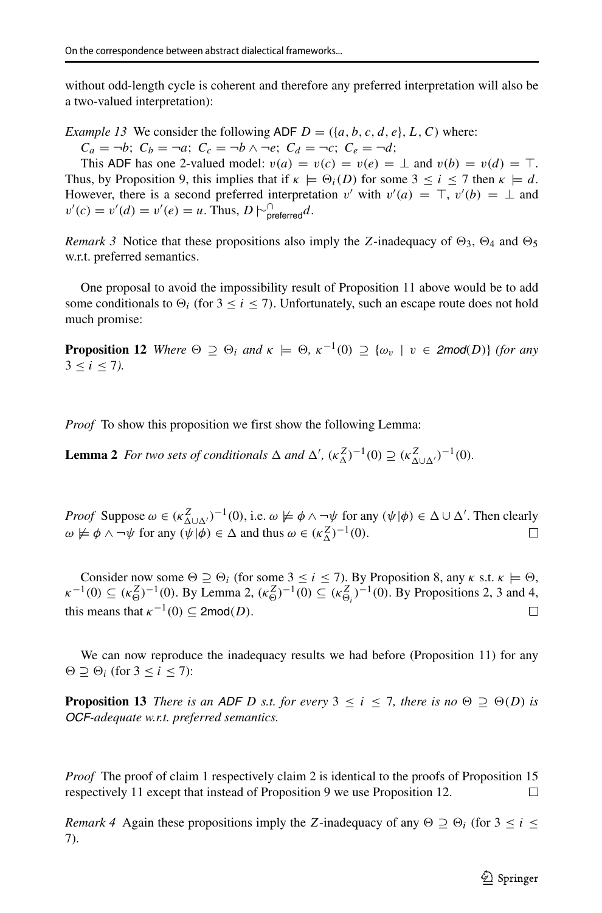without odd-length cycle is coherent and therefore any preferred interpretation will also be a two-valued interpretation):

*Example 13* We consider the following ADF $D = (\{a, b, c, d, e\}, L, C)$ where:
$C_a = \neg b$; $C_b = \neg a$; $C_c = \neg b \wedge \neg e$; $C_d = \neg c$; $C_e = \neg d$;

This ADF has one 2-valued model: $v(a) = v(c) = v(e) = \bot$ and $v(b) = v(d) = \top$. Thus, by Proposition 9, this implies that if $\kappa \models \Theta_i(D)$ for some $3 \leq i \leq 7$ then $\kappa \models d$. However, there is a second preferred interpretation $v'$ with $v'(a) = \top$, $v'(b) = \bot$ and $v'(c) = v'(d) = v'(e) = u$. Thus, $D \not\mathrel{\sim}^{\cap}_{\mathsf{preferred}} d$.

*Remark 3* Notice that these propositions also imply the $Z$-inadequacy of $\Theta_3$, $\Theta_4$ and $\Theta_5$ w.r.t. preferred semantics.

One proposal to avoid the impossibility result of Proposition 11 above would be to add some conditionals to $\Theta_i$ (for $3 \leq i \leq 7$). Unfortunately, such an escape route does not hold much promise:

**Proposition 12** *Where $\Theta \supseteq \Theta_i$ and $\kappa \models \Theta$, $\kappa^{-1}(0) \supseteq \{\omega_v \mid v \in \mathit{2mod}(D)\}$ (for any $3 \leq i \leq 7$).*

*Proof* To show this proposition we first show the following Lemma:

**Lemma 2** *For two sets of conditionals $\Delta$ and $\Delta'$, $(\kappa^Z_{\Delta})^{-1}(0) \supseteq (\kappa^Z_{\Delta \cup \Delta'})^{-1}(0)$.*

*Proof* Suppose $\omega \in (\kappa^Z_{\Delta \cup \Delta'})^{-1}(0)$, i.e. $\omega \not\models \phi \wedge \neg\psi$ for any $(\psi|\phi) \in \Delta \cup \Delta'$. Then clearly $\omega \not\models \phi \wedge \neg\psi$ for any $(\psi|\phi) \in \Delta$ and thus $\omega \in (\kappa^Z_{\Delta})^{-1}(0)$. □

Consider now some $\Theta \supseteq \Theta_i$ (for some $3 \leq i \leq 7$). By Proposition 8, any $\kappa$ s.t. $\kappa \models \Theta$, $\kappa^{-1}(0) \subseteq (\kappa^Z_{\Theta})^{-1}(0)$. By Lemma 2, $(\kappa^Z_{\Theta})^{-1}(0) \subseteq (\kappa^Z_{\Theta_i})^{-1}(0)$. By Propositions 2, 3 and 4, this means that $\kappa^{-1}(0) \subseteq \mathsf{2mod}(D)$. □

We can now reproduce the inadequacy results we had before (Proposition 11) for any $\Theta \supseteq \Theta_i$ (for $3 \leq i \leq 7$):

**Proposition 13** *There is an ADF $D$ s.t. for every $3 \leq i \leq 7$, there is no $\Theta \supseteq \Theta(D)$ is OCF-adequate w.r.t. preferred semantics.*

*Proof* The proof of claim 1 respectively claim 2 is identical to the proofs of Proposition 15 respectively 11 except that instead of Proposition 9 we use Proposition 12. □

*Remark 4* Again these propositions imply the $Z$-inadequacy of any $\Theta \supseteq \Theta_i$ (for $3 \leq i \leq 7$).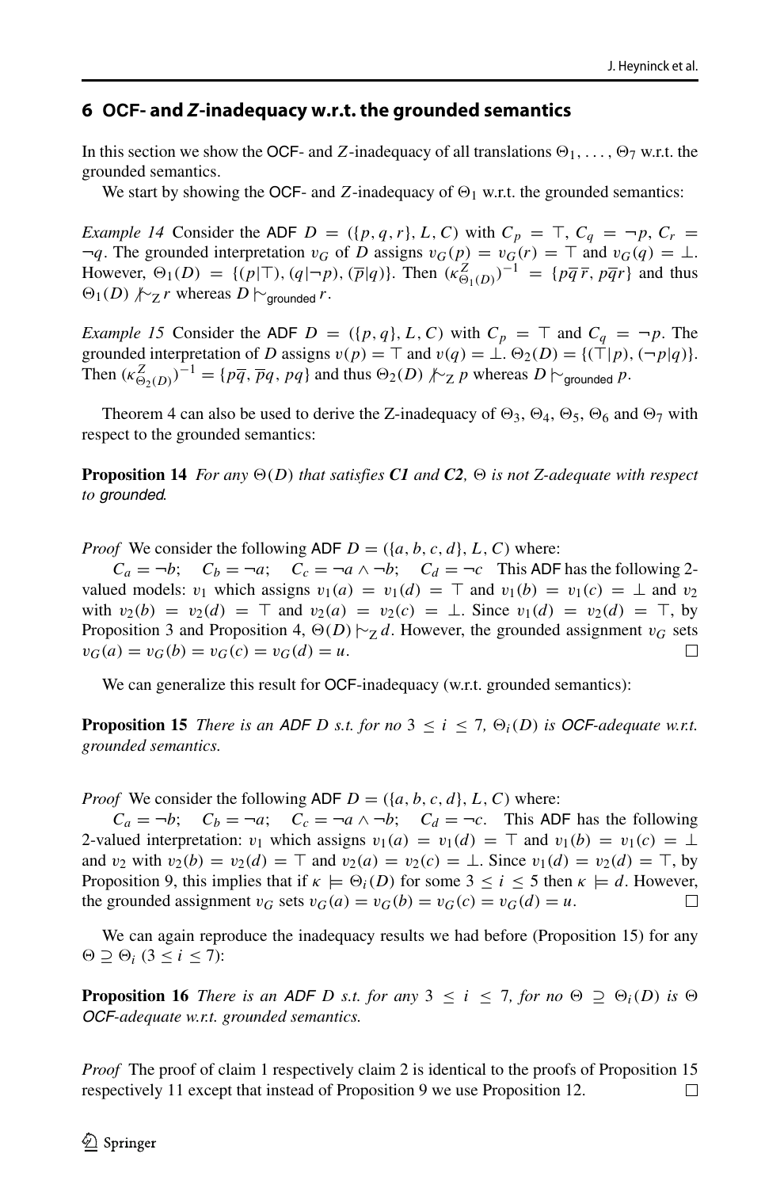## 6 OCF- and $Z$-inadequacy w.r.t. the grounded semantics

In this section we show the OCF- and $Z$-inadequacy of all translations $\Theta_1, \ldots, \Theta_7$ w.r.t. the grounded semantics.

We start by showing the OCF- and $Z$-inadequacy of $\Theta_1$ w.r.t. the grounded semantics:

*Example 14* Consider the ADF $D = (\{p, q, r\}, L, C)$ with $C_p = \top$, $C_q = \neg p$, $C_r = \neg q$. The grounded interpretation $v_G$ of $D$ assigns $v_G(p) = v_G(r) = \top$ and $v_G(q) = \bot$. However, $\Theta_1(D) = \{(p|\top), (q|\neg p), (\overline{p}|q)\}$. Then $(\kappa^Z_{\Theta_1(D)})^{-1} = \{p\overline{q}\,\overline{r}, p\overline{q}r\}$ and thus $\Theta_1(D) \not\mathrel{|\!\sim}_Z r$ whereas $D \mathrel{|\!\sim}_{\mathsf{grounded}} r$.

*Example 15* Consider the ADF $D = (\{p, q\}, L, C)$ with $C_p = \top$ and $C_q = \neg p$. The grounded interpretation of $D$ assigns $v(p) = \top$ and $v(q) = \bot$. $\Theta_2(D) = \{(\top|p), (\neg p|q)\}$. Then $(\kappa^Z_{\Theta_2(D)})^{-1} = \{p\overline{q}, \overline{p}q, pq\}$ and thus $\Theta_2(D) \not\mathrel{|\!\sim}_Z p$ whereas $D \mathrel{|\!\sim}_{\mathsf{grounded}} p$.

Theorem 4 can also be used to derive the Z-inadequacy of $\Theta_3$, $\Theta_4$, $\Theta_5$, $\Theta_6$ and $\Theta_7$ with respect to the grounded semantics:

**Proposition 14** *For any $\Theta(D)$ that satisfies **C1** and **C2**, $\Theta$ is not Z-adequate with respect to grounded.*

*Proof* We consider the following ADF $D = (\{a, b, c, d\}, L, C)$ where:
$C_a = \neg b$; $C_b = \neg a$; $C_c = \neg a \wedge \neg b$; $C_d = \neg c$ This ADF has the following 2-valued models: $v_1$ which assigns $v_1(a) = v_1(d) = \top$ and $v_1(b) = v_1(c) = \bot$ and $v_2$ with $v_2(b) = v_2(d) = \top$ and $v_2(a) = v_2(c) = \bot$. Since $v_1(d) = v_2(d) = \top$, by Proposition 3 and Proposition 4, $\Theta(D) \mathrel{|\!\sim}_Z d$. However, the grounded assignment $v_G$ sets $v_G(a) = v_G(b) = v_G(c) = v_G(d) = u$. □

We can generalize this result for OCF-inadequacy (w.r.t. grounded semantics):

**Proposition 15** *There is an ADF $D$ s.t. for no $3 \leq i \leq 7$, $\Theta_i(D)$ is OCF-adequate w.r.t. grounded semantics.*

*Proof* We consider the following ADF $D = (\{a, b, c, d\}, L, C)$ where:
$C_a = \neg b$; $C_b = \neg a$; $C_c = \neg a \wedge \neg b$; $C_d = \neg c$. This ADF has the following 2-valued interpretation: $v_1$ which assigns $v_1(a) = v_1(d) = \top$ and $v_1(b) = v_1(c) = \bot$ and $v_2$ with $v_2(b) = v_2(d) = \top$ and $v_2(a) = v_2(c) = \bot$. Since $v_1(d) = v_2(d) = \top$, by Proposition 9, this implies that if $\kappa \models \Theta_i(D)$ for some $3 \leq i \leq 5$ then $\kappa \models d$. However, the grounded assignment $v_G$ sets $v_G(a) = v_G(b) = v_G(c) = v_G(d) = u$. □

We can again reproduce the inadequacy results we had before (Proposition 15) for any $\Theta \supseteq \Theta_i$ ($3 \leq i \leq 7$):

**Proposition 16** *There is an ADF $D$ s.t. for any $3 \leq i \leq 7$, for no $\Theta \supseteq \Theta_i(D)$ is $\Theta$ OCF-adequate w.r.t. grounded semantics.*

*Proof* The proof of claim 1 respectively claim 2 is identical to the proofs of Proposition 15 respectively 11 except that instead of Proposition 9 we use Proposition 12. □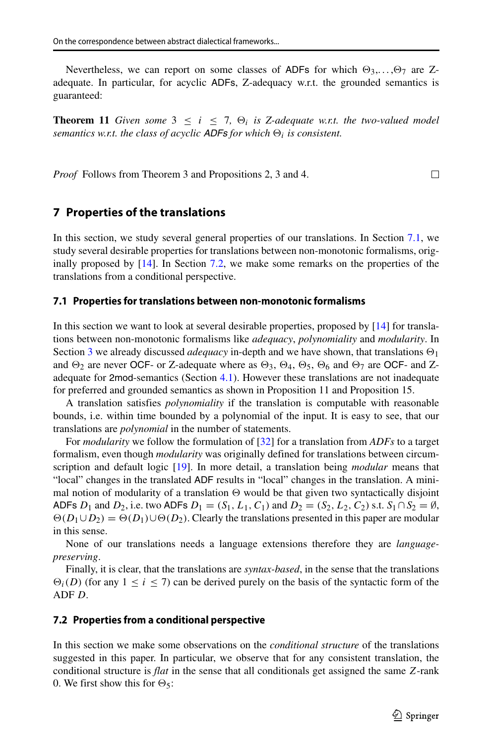Nevertheless, we can report on some classes of ADFs for which $\Theta_3,\ldots,\Theta_7$ are Z-adequate. In particular, for acyclic ADFs, Z-adequacy w.r.t. the grounded semantics is guaranteed:

**Theorem 11** *Given some $3 \leq i \leq 7$, $\Theta_i$ is Z-adequate w.r.t. the two-valued model semantics w.r.t. the class of acyclic ADFs for which $\Theta_i$ is consistent.*

*Proof* Follows from Theorem 3 and Propositions 2, 3 and 4. □

## 7 Properties of the translations

In this section, we study several general properties of our translations. In Section 7.1, we study several desirable properties for translations between non-monotonic formalisms, originally proposed by [14]. In Section 7.2, we make some remarks on the properties of the translations from a conditional perspective.

### 7.1 Properties for translations between non-monotonic formalisms

In this section we want to look at several desirable properties, proposed by [14] for translations between non-monotonic formalisms like *adequacy*, *polynomiality* and *modularity*. In Section 3 we already discussed *adequacy* in-depth and we have shown, that translations $\Theta_1$ and $\Theta_2$ are never OCF- or Z-adequate where as $\Theta_3$, $\Theta_4$, $\Theta_5$, $\Theta_6$ and $\Theta_7$ are OCF- and Z-adequate for 2mod-semantics (Section 4.1). However these translations are not inadequate for preferred and grounded semantics as shown in Proposition 11 and Proposition 15.

A translation satisfies *polynomiality* if the translation is computable with reasonable bounds, i.e. within time bounded by a polynomial of the input. It is easy to see, that our translations are *polynomial* in the number of statements.

For *modularity* we follow the formulation of [32] for a translation from *ADFs* to a target formalism, even though *modularity* was originally defined for translations between circumscription and default logic [19]. In more detail, a translation being *modular* means that "local" changes in the translated ADF results in "local" changes in the translation. A minimal notion of modularity of a translation $\Theta$ would be that given two syntactically disjoint ADFs $D_1$ and $D_2$, i.e. two ADFs $D_1 = (S_1, L_1, C_1)$ and $D_2 = (S_2, L_2, C_2)$ s.t. $S_1 \cap S_2 = \emptyset$, $\Theta(D_1 \cup D_2) = \Theta(D_1) \cup \Theta(D_2)$. Clearly the translations presented in this paper are modular in this sense.

None of our translations needs a language extensions therefore they are *language-preserving*.

Finally, it is clear, that the translations are *syntax-based*, in the sense that the translations $\Theta_i(D)$ (for any $1 \leq i \leq 7$) can be derived purely on the basis of the syntactic form of the ADF $D$.

### 7.2 Properties from a conditional perspective

In this section we make some observations on the *conditional structure* of the translations suggested in this paper. In particular, we observe that for any consistent translation, the conditional structure is *flat* in the sense that all conditionals get assigned the same $Z$-rank 0. We first show this for $\Theta_5$: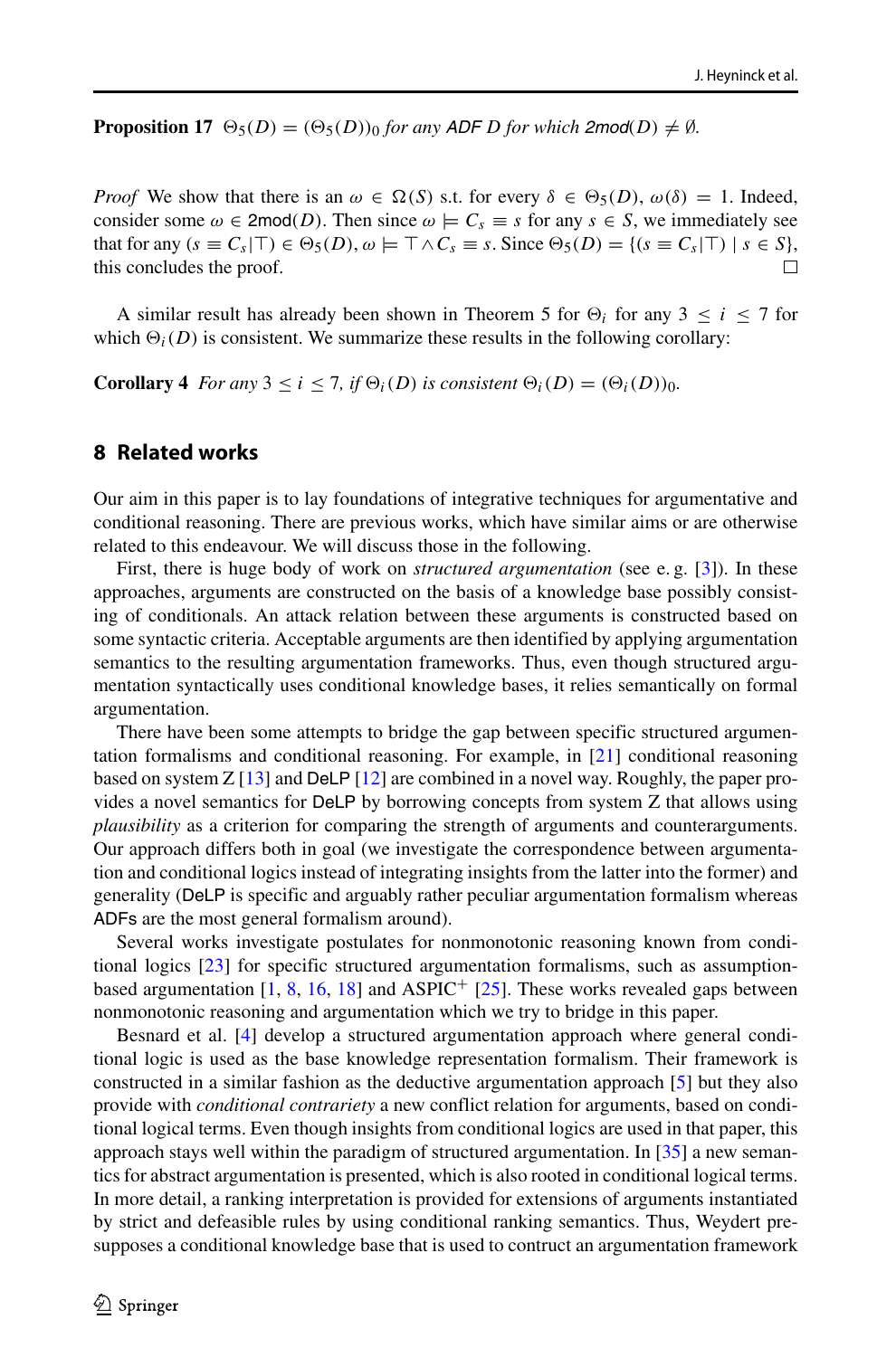**Proposition 17** $\Theta_5(D) = (\Theta_5(D))_0$ *for any* ADF $D$ *for which* $\mathsf{2mod}(D) \neq \emptyset$.

*Proof* We show that there is an $\omega \in \Omega(S)$ s.t. for every $\delta \in \Theta_5(D)$, $\omega(\delta) = 1$. Indeed, consider some $\omega \in \mathsf{2mod}(D)$. Then since $\omega \models C_s \equiv s$ for any $s \in S$, we immediately see that for any $(s \equiv C_s|\top) \in \Theta_5(D)$, $\omega \models \top \wedge C_s \equiv s$. Since $\Theta_5(D) = \{(s \equiv C_s|\top) \mid s \in S\}$, this concludes the proof. $\square$

A similar result has already been shown in Theorem 5 for $\Theta_i$ for any $3 \leq i \leq 7$ for which $\Theta_i(D)$ is consistent. We summarize these results in the following corollary:

**Corollary 4** *For any* $3 \leq i \leq 7$, *if* $\Theta_i(D)$ *is consistent* $\Theta_i(D) = (\Theta_i(D))_0$.

## 8 Related works

Our aim in this paper is to lay foundations of integrative techniques for argumentative and conditional reasoning. There are previous works, which have similar aims or are otherwise related to this endeavour. We will discuss those in the following.

First, there is huge body of work on *structured argumentation* (see e. g. [3]). In these approaches, arguments are constructed on the basis of a knowledge base possibly consisting of conditionals. An attack relation between these arguments is constructed based on some syntactic criteria. Acceptable arguments are then identified by applying argumentation semantics to the resulting argumentation frameworks. Thus, even though structured argumentation syntactically uses conditional knowledge bases, it relies semantically on formal argumentation.

There have been some attempts to bridge the gap between specific structured argumentation formalisms and conditional reasoning. For example, in [21] conditional reasoning based on system Z [13] and DeLP [12] are combined in a novel way. Roughly, the paper provides a novel semantics for DeLP by borrowing concepts from system Z that allows using *plausibility* as a criterion for comparing the strength of arguments and counterarguments. Our approach differs both in goal (we investigate the correspondence between argumentation and conditional logics instead of integrating insights from the latter into the former) and generality (DeLP is specific and arguably rather peculiar argumentation formalism whereas ADFs are the most general formalism around).

Several works investigate postulates for nonmonotonic reasoning known from conditional logics [23] for specific structured argumentation formalisms, such as assumption-based argumentation [1, 8, 16, 18] and ASPIC$^+$ [25]. These works revealed gaps between nonmonotonic reasoning and argumentation which we try to bridge in this paper.

Besnard et al. [4] develop a structured argumentation approach where general conditional logic is used as the base knowledge representation formalism. Their framework is constructed in a similar fashion as the deductive argumentation approach [5] but they also provide with *conditional contrariety* a new conflict relation for arguments, based on conditional logical terms. Even though insights from conditional logics are used in that paper, this approach stays well within the paradigm of structured argumentation. In [35] a new semantics for abstract argumentation is presented, which is also rooted in conditional logical terms. In more detail, a ranking interpretation is provided for extensions of arguments instantiated by strict and defeasible rules by using conditional ranking semantics. Thus, Weydert presupposes a conditional knowledge base that is used to contruct an argumentation framework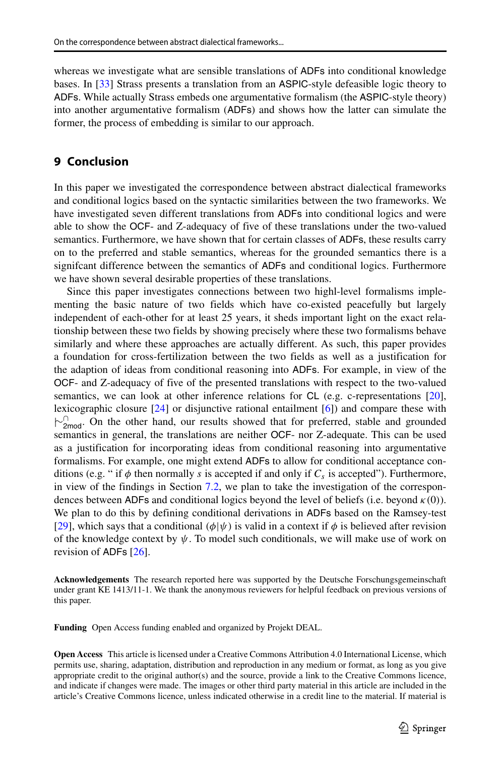whereas we investigate what are sensible translations of ADFs into conditional knowledge bases. In [33] Strass presents a translation from an ASPIC-style defeasible logic theory to ADFs. While actually Strass embeds one argumentative formalism (the ASPIC-style theory) into another argumentative formalism (ADFs) and shows how the latter can simulate the former, the process of embedding is similar to our approach.

## 9 Conclusion

In this paper we investigated the correspondence between abstract dialectical frameworks and conditional logics based on the syntactic similarities between the two frameworks. We have investigated seven different translations from ADFs into conditional logics and were able to show the OCF- and Z-adequacy of five of these translations under the two-valued semantics. Furthermore, we have shown that for certain classes of ADFs, these results carry on to the preferred and stable semantics, whereas for the grounded semantics there is a signifcant difference between the semantics of ADFs and conditional logics. Furthermore we have shown several desirable properties of these translations.

Since this paper investigates connections between two highl-level formalisms implementing the basic nature of two fields which have co-existed peacefully but largely independent of each-other for at least 25 years, it sheds important light on the exact relationship between these two fields by showing precisely where these two formalisms behave similarly and where these approaches are actually different. As such, this paper provides a foundation for cross-fertilization between the two fields as well as a justification for the adaption of ideas from conditional reasoning into ADFs. For example, in view of the OCF- and Z-adequacy of five of the presented translations with respect to the two-valued semantics, we can look at other inference relations for CL (e.g. c-representations [20], lexicographic closure [24] or disjunctive rational entailment [6]) and compare these with $\mid\!\sim^{\cap}_{\mathsf{2mod}}$. On the other hand, our results showed that for preferred, stable and grounded semantics in general, the translations are neither OCF- nor Z-adequate. This can be used as a justification for incorporating ideas from conditional reasoning into argumentative formalisms. For example, one might extend ADFs to allow for conditional acceptance conditions (e.g. " if $\phi$ then normally $s$ is accepted if and only if $C_s$ is accepted"). Furthermore, in view of the findings in Section 7.2, we plan to take the investigation of the correspondences between ADFs and conditional logics beyond the level of beliefs (i.e. beyond $\kappa(0)$). We plan to do this by defining conditional derivations in ADFs based on the Ramsey-test [29], which says that a conditional $(\phi|\psi)$ is valid in a context if $\phi$ is believed after revision of the knowledge context by $\psi$. To model such conditionals, we will make use of work on revision of ADFs [26].

**Acknowledgements** The research reported here was supported by the Deutsche Forschungsgemeinschaft under grant KE 1413/11-1. We thank the anonymous reviewers for helpful feedback on previous versions of this paper.

**Funding** Open Access funding enabled and organized by Projekt DEAL.

**Open Access** This article is licensed under a Creative Commons Attribution 4.0 International License, which permits use, sharing, adaptation, distribution and reproduction in any medium or format, as long as you give appropriate credit to the original author(s) and the source, provide a link to the Creative Commons licence, and indicate if changes were made. The images or other third party material in this article are included in the article's Creative Commons licence, unless indicated otherwise in a credit line to the material. If material is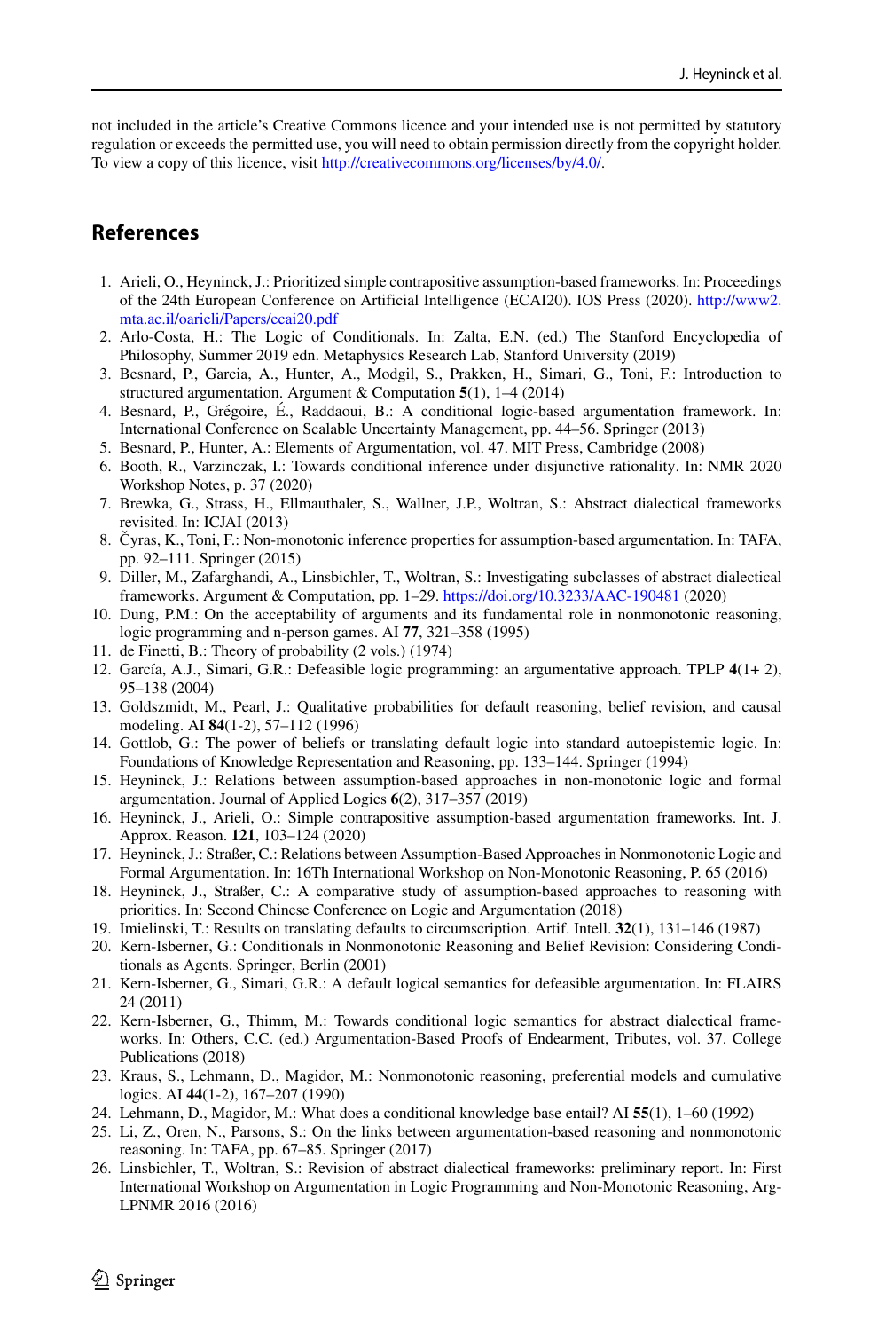not included in the article's Creative Commons licence and your intended use is not permitted by statutory regulation or exceeds the permitted use, you will need to obtain permission directly from the copyright holder. To view a copy of this licence, visit http://creativecommons.org/licenses/by/4.0/.

## References

1. Arieli, O., Heyninck, J.: Prioritized simple contrapositive assumption-based frameworks. In: Proceedings of the 24th European Conference on Artificial Intelligence (ECAI20). IOS Press (2020). http://www2.mta.ac.il/oarieli/Papers/ecai20.pdf
2. Arlo-Costa, H.: The Logic of Conditionals. In: Zalta, E.N. (ed.) The Stanford Encyclopedia of Philosophy, Summer 2019 edn. Metaphysics Research Lab, Stanford University (2019)
3. Besnard, P., Garcia, A., Hunter, A., Modgil, S., Prakken, H., Simari, G., Toni, F.: Introduction to structured argumentation. Argument & Computation **5**(1), 1–4 (2014)
4. Besnard, P., Grégoire, É., Raddaoui, B.: A conditional logic-based argumentation framework. In: International Conference on Scalable Uncertainty Management, pp. 44–56. Springer (2013)
5. Besnard, P., Hunter, A.: Elements of Argumentation, vol. 47. MIT Press, Cambridge (2008)
6. Booth, R., Varzinczak, I.: Towards conditional inference under disjunctive rationality. In: NMR 2020 Workshop Notes, p. 37 (2020)
7. Brewka, G., Strass, H., Ellmauthaler, S., Wallner, J.P., Woltran, S.: Abstract dialectical frameworks revisited. In: ICJAI (2013)
8. Čyras, K., Toni, F.: Non-monotonic inference properties for assumption-based argumentation. In: TAFA, pp. 92–111. Springer (2015)
9. Diller, M., Zafarghandi, A., Linsbichler, T., Woltran, S.: Investigating subclasses of abstract dialectical frameworks. Argument & Computation, pp. 1–29. https://doi.org/10.3233/AAC-190481 (2020)
10. Dung, P.M.: On the acceptability of arguments and its fundamental role in nonmonotonic reasoning, logic programming and n-person games. AI **77**, 321–358 (1995)
11. de Finetti, B.: Theory of probability (2 vols.) (1974)
12. García, A.J., Simari, G.R.: Defeasible logic programming: an argumentative approach. TPLP **4**(1+ 2), 95–138 (2004)
13. Goldszmidt, M., Pearl, J.: Qualitative probabilities for default reasoning, belief revision, and causal modeling. AI **84**(1-2), 57–112 (1996)
14. Gottlob, G.: The power of beliefs or translating default logic into standard autoepistemic logic. In: Foundations of Knowledge Representation and Reasoning, pp. 133–144. Springer (1994)
15. Heyninck, J.: Relations between assumption-based approaches in non-monotonic logic and formal argumentation. Journal of Applied Logics **6**(2), 317–357 (2019)
16. Heyninck, J., Arieli, O.: Simple contrapositive assumption-based argumentation frameworks. Int. J. Approx. Reason. **121**, 103–124 (2020)
17. Heyninck, J.: Straßer, C.: Relations between Assumption-Based Approaches in Nonmonotonic Logic and Formal Argumentation. In: 16Th International Workshop on Non-Monotonic Reasoning, P. 65 (2016)
18. Heyninck, J., Straßer, C.: A comparative study of assumption-based approaches to reasoning with priorities. In: Second Chinese Conference on Logic and Argumentation (2018)
19. Imielinski, T.: Results on translating defaults to circumscription. Artif. Intell. **32**(1), 131–146 (1987)
20. Kern-Isberner, G.: Conditionals in Nonmonotonic Reasoning and Belief Revision: Considering Conditionals as Agents. Springer, Berlin (2001)
21. Kern-Isberner, G., Simari, G.R.: A default logical semantics for defeasible argumentation. In: FLAIRS 24 (2011)
22. Kern-Isberner, G., Thimm, M.: Towards conditional logic semantics for abstract dialectical frameworks. In: Others, C.C. (ed.) Argumentation-Based Proofs of Endearment, Tributes, vol. 37. College Publications (2018)
23. Kraus, S., Lehmann, D., Magidor, M.: Nonmonotonic reasoning, preferential models and cumulative logics. AI **44**(1-2), 167–207 (1990)
24. Lehmann, D., Magidor, M.: What does a conditional knowledge base entail? AI **55**(1), 1–60 (1992)
25. Li, Z., Oren, N., Parsons, S.: On the links between argumentation-based reasoning and nonmonotonic reasoning. In: TAFA, pp. 67–85. Springer (2017)
26. Linsbichler, T., Woltran, S.: Revision of abstract dialectical frameworks: preliminary report. In: First International Workshop on Argumentation in Logic Programming and Non-Monotonic Reasoning, Arg-LPNMR 2016 (2016)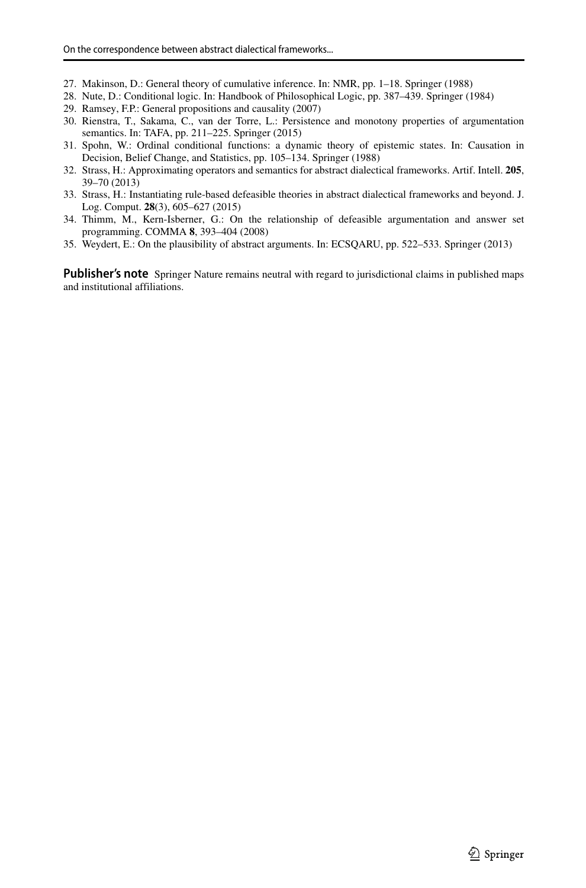27. Makinson, D.: General theory of cumulative inference. In: NMR, pp. 1–18. Springer (1988)
28. Nute, D.: Conditional logic. In: Handbook of Philosophical Logic, pp. 387–439. Springer (1984)
29. Ramsey, F.P.: General propositions and causality (2007)
30. Rienstra, T., Sakama, C., van der Torre, L.: Persistence and monotony properties of argumentation semantics. In: TAFA, pp. 211–225. Springer (2015)
31. Spohn, W.: Ordinal conditional functions: a dynamic theory of epistemic states. In: Causation in Decision, Belief Change, and Statistics, pp. 105–134. Springer (1988)
32. Strass, H.: Approximating operators and semantics for abstract dialectical frameworks. Artif. Intell. **205**, 39–70 (2013)
33. Strass, H.: Instantiating rule-based defeasible theories in abstract dialectical frameworks and beyond. J. Log. Comput. **28**(3), 605–627 (2015)
34. Thimm, M., Kern-Isberner, G.: On the relationship of defeasible argumentation and answer set programming. COMMA **8**, 393–404 (2008)
35. Weydert, E.: On the plausibility of abstract arguments. In: ECSQARU, pp. 522–533. Springer (2013)

**Publisher's note** Springer Nature remains neutral with regard to jurisdictional claims in published maps and institutional affiliations.